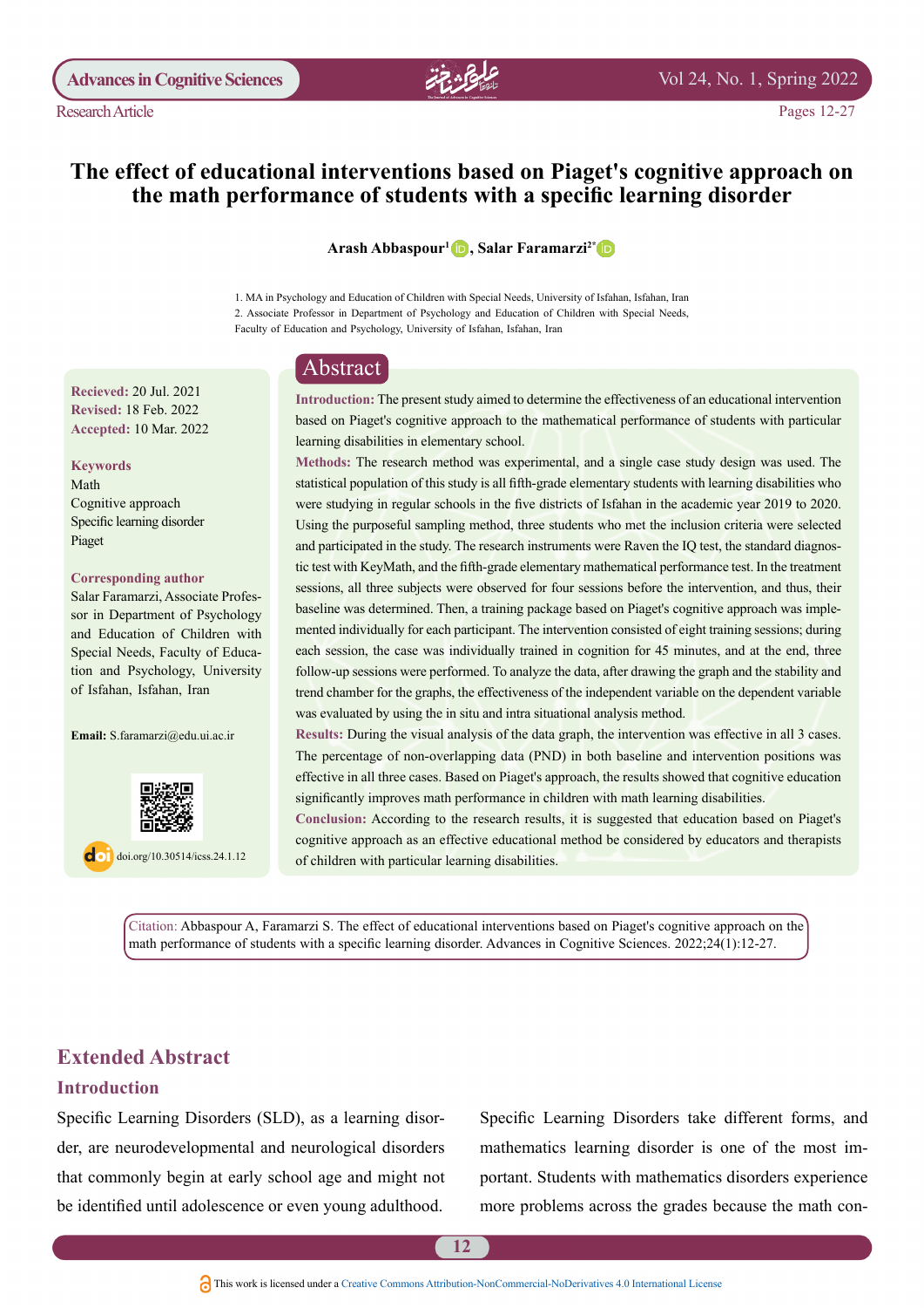Research Article

# The effect of educational interventions based on Piaget's cognitive approach on the math performance of students with a specific learning disorder

**Arash Abbaspour[1], Salar Faramarzi[2*]**

1. MA in Psychology and Education of Children with Special Needs, University of Isfahan, Isfahan, Iran
2. Associate Professor in Department of Psychology and Education of Children with Special Needs, Faculty of Education and Psychology, University of Isfahan, Isfahan, Iran

**Recieved:** 20 Jul. 2021
**Revised:** 18 Feb. 2022
**Accepted:** 10 Mar. 2022

**Keywords**
Math
Cognitive approach
Specific learning disorder
Piaget

**Corresponding author**
Salar Faramarzi, Associate Professor in Department of Psychology and Education of Children with Special Needs, Faculty of Education and Psychology, University of Isfahan, Isfahan, Iran

**Email:** S.faramarzi@edu.ui.ac.ir

doi.org/10.30514/icss.24.1.12

## Abstract

**Introduction:** The present study aimed to determine the effectiveness of an educational intervention based on Piaget's cognitive approach to the mathematical performance of students with particular learning disabilities in elementary school.

**Methods:** The research method was experimental, and a single case study design was used. The statistical population of this study is all fifth-grade elementary students with learning disabilities who were studying in regular schools in the five districts of Isfahan in the academic year 2019 to 2020. Using the purposeful sampling method, three students who met the inclusion criteria were selected and participated in the study. The research instruments were Raven the IQ test, the standard diagnostic test with KeyMath, and the fifth-grade elementary mathematical performance test. In the treatment sessions, all three subjects were observed for four sessions before the intervention, and thus, their baseline was determined. Then, a training package based on Piaget's cognitive approach was implemented individually for each participant. The intervention consisted of eight training sessions; during each session, the case was individually trained in cognition for 45 minutes, and at the end, three follow-up sessions were performed. To analyze the data, after drawing the graph and the stability and trend chamber for the graphs, the effectiveness of the independent variable on the dependent variable was evaluated by using the in situ and intra situational analysis method.

**Results:** During the visual analysis of the data graph, the intervention was effective in all 3 cases. The percentage of non-overlapping data (PND) in both baseline and intervention positions was effective in all three cases. Based on Piaget's approach, the results showed that cognitive education significantly improves math performance in children with math learning disabilities.

**Conclusion:** According to the research results, it is suggested that education based on Piaget's cognitive approach as an effective educational method be considered by educators and therapists of children with particular learning disabilities.

Citation: Abbaspour A, Faramarzi S. The effect of educational interventions based on Piaget's cognitive approach on the math performance of students with a specific learning disorder. Advances in Cognitive Sciences. 2022;24(1):12-27.

## Extended Abstract

### Introduction

Specific Learning Disorders (SLD), as a learning disorder, are neurodevelopmental and neurological disorders that commonly begin at early school age and might not be identified until adolescence or even young adulthood.

Specific Learning Disorders take different forms, and mathematics learning disorder is one of the most important. Students with mathematics disorders experience more problems across the grades because the math con-

This work is licensed under a Creative Commons Attribution-NonCommercial-NoDerivatives 4.0 International License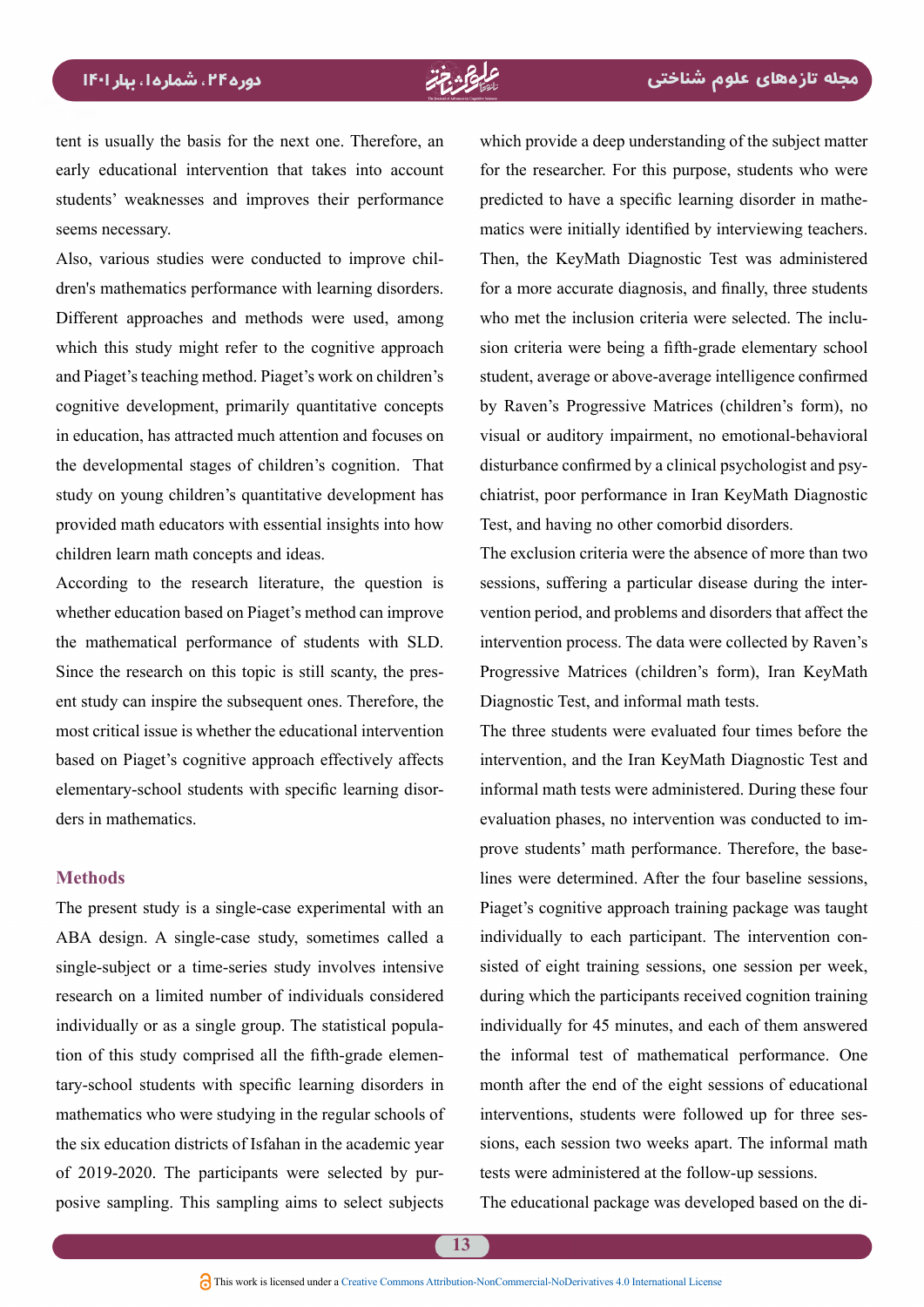tent is usually the basis for the next one. Therefore, an early educational intervention that takes into account students' weaknesses and improves their performance seems necessary.

Also, various studies were conducted to improve children's mathematics performance with learning disorders. Different approaches and methods were used, among which this study might refer to the cognitive approach and Piaget's teaching method. Piaget's work on children's cognitive development, primarily quantitative concepts in education, has attracted much attention and focuses on the developmental stages of children's cognition. That study on young children's quantitative development has provided math educators with essential insights into how children learn math concepts and ideas.

According to the research literature, the question is whether education based on Piaget's method can improve the mathematical performance of students with SLD. Since the research on this topic is still scanty, the present study can inspire the subsequent ones. Therefore, the most critical issue is whether the educational intervention based on Piaget's cognitive approach effectively affects elementary-school students with specific learning disorders in mathematics.

## Methods

The present study is a single-case experimental with an ABA design. A single-case study, sometimes called a single-subject or a time-series study involves intensive research on a limited number of individuals considered individually or as a single group. The statistical population of this study comprised all the fifth-grade elementary-school students with specific learning disorders in mathematics who were studying in the regular schools of the six education districts of Isfahan in the academic year of 2019-2020. The participants were selected by purposive sampling. This sampling aims to select subjects which provide a deep understanding of the subject matter for the researcher. For this purpose, students who were predicted to have a specific learning disorder in mathematics were initially identified by interviewing teachers. Then, the KeyMath Diagnostic Test was administered for a more accurate diagnosis, and finally, three students who met the inclusion criteria were selected. The inclusion criteria were being a fifth-grade elementary school student, average or above-average intelligence confirmed by Raven's Progressive Matrices (children's form), no visual or auditory impairment, no emotional-behavioral disturbance confirmed by a clinical psychologist and psychiatrist, poor performance in Iran KeyMath Diagnostic Test, and having no other comorbid disorders.

The exclusion criteria were the absence of more than two sessions, suffering a particular disease during the intervention period, and problems and disorders that affect the intervention process. The data were collected by Raven's Progressive Matrices (children's form), Iran KeyMath Diagnostic Test, and informal math tests.

The three students were evaluated four times before the intervention, and the Iran KeyMath Diagnostic Test and informal math tests were administered. During these four evaluation phases, no intervention was conducted to improve students' math performance. Therefore, the baselines were determined. After the four baseline sessions, Piaget's cognitive approach training package was taught individually to each participant. The intervention consisted of eight training sessions, one session per week, during which the participants received cognition training individually for 45 minutes, and each of them answered the informal test of mathematical performance. One month after the end of the eight sessions of educational interventions, students were followed up for three sessions, each session two weeks apart. The informal math tests were administered at the follow-up sessions.

The educational package was developed based on the di-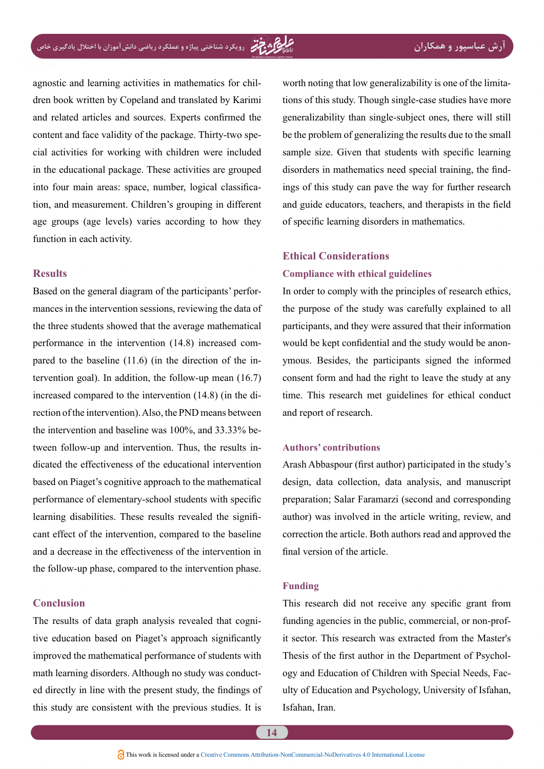agnostic and learning activities in mathematics for children book written by Copeland and translated by Karimi and related articles and sources. Experts confirmed the content and face validity of the package. Thirty-two special activities for working with children were included in the educational package. These activities are grouped into four main areas: space, number, logical classification, and measurement. Children's grouping in different age groups (age levels) varies according to how they function in each activity.

## Results

Based on the general diagram of the participants' performances in the intervention sessions, reviewing the data of the three students showed that the average mathematical performance in the intervention (14.8) increased compared to the baseline (11.6) (in the direction of the intervention goal). In addition, the follow-up mean (16.7) increased compared to the intervention (14.8) (in the direction of the intervention). Also, the PND means between the intervention and baseline was 100%, and 33.33% between follow-up and intervention. Thus, the results indicated the effectiveness of the educational intervention based on Piaget's cognitive approach to the mathematical performance of elementary-school students with specific learning disabilities. These results revealed the significant effect of the intervention, compared to the baseline and a decrease in the effectiveness of the intervention in the follow-up phase, compared to the intervention phase.

## Conclusion

The results of data graph analysis revealed that cognitive education based on Piaget's approach significantly improved the mathematical performance of students with math learning disorders. Although no study was conducted directly in line with the present study, the findings of this study are consistent with the previous studies. It is worth noting that low generalizability is one of the limitations of this study. Though single-case studies have more generalizability than single-subject ones, there will still be the problem of generalizing the results due to the small sample size. Given that students with specific learning disorders in mathematics need special training, the findings of this study can pave the way for further research and guide educators, teachers, and therapists in the field of specific learning disorders in mathematics.

## Ethical Considerations

### Compliance with ethical guidelines

In order to comply with the principles of research ethics, the purpose of the study was carefully explained to all participants, and they were assured that their information would be kept confidential and the study would be anonymous. Besides, the participants signed the informed consent form and had the right to leave the study at any time. This research met guidelines for ethical conduct and report of research.

### Authors' contributions

Arash Abbaspour (first author) participated in the study's design, data collection, data analysis, and manuscript preparation; Salar Faramarzi (second and corresponding author) was involved in the article writing, review, and correction the article. Both authors read and approved the final version of the article.

### Funding

This research did not receive any specific grant from funding agencies in the public, commercial, or non-profit sector. This research was extracted from the Master's Thesis of the first author in the Department of Psychology and Education of Children with Special Needs, Faculty of Education and Psychology, University of Isfahan, Isfahan, Iran.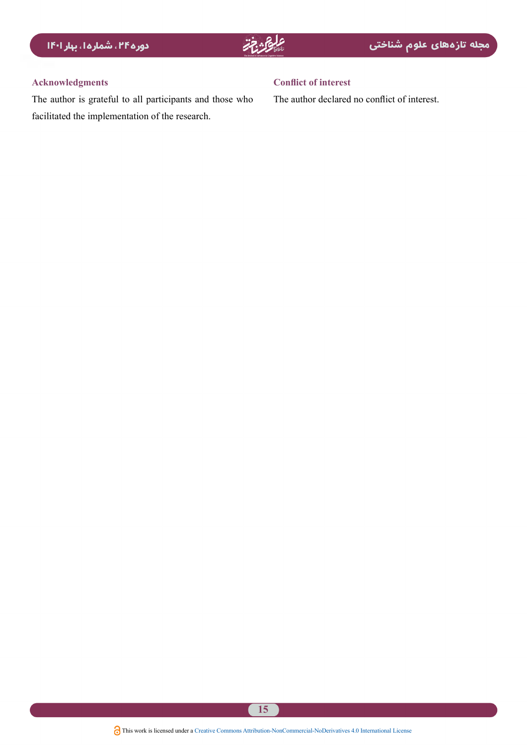## Acknowledgments

The author is grateful to all participants and those who facilitated the implementation of the research.

## Conflict of interest

The author declared no conflict of interest.

This work is licensed under a Creative Commons Attribution-NonCommercial-NoDerivatives 4.0 International License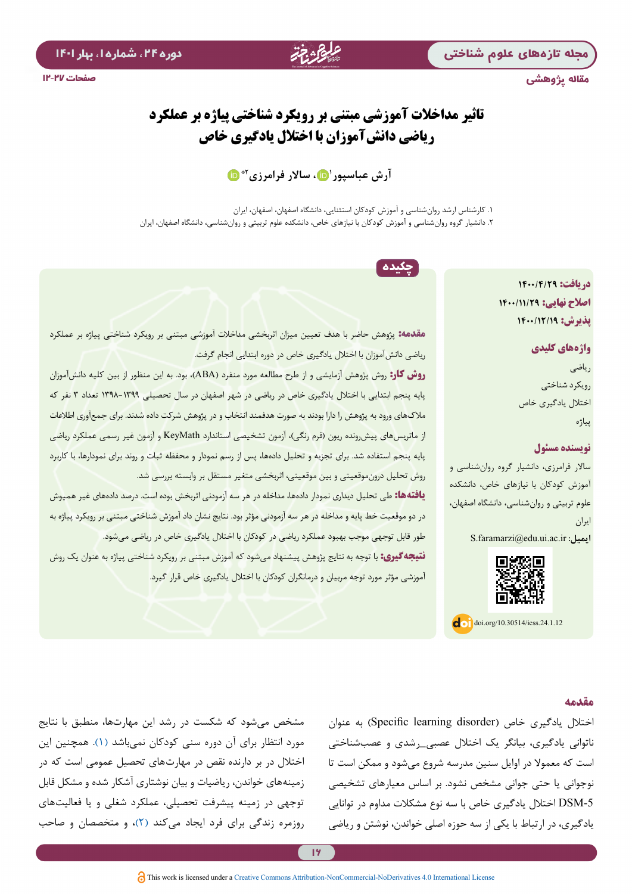مقاله پژوهشی

# تاثیر مداخلات آموزشی مبتنی بر رویکرد شناختی پیاژه بر عملکرد ریاضی دانش‌آموزان با اختلال یادگیری خاص

آرش عباسپور[۱]، سالار فرامرزی[۲]*

۱. کارشناس ارشد روان‌شناسی و آموزش کودکان استثنایی، دانشگاه اصفهان، اصفهان، ایران

۲. دانشیار گروه روان‌شناسی و آموزش کودکان با نیازهای خاص، دانشکده علوم تربیتی و روان‌شناسی، دانشگاه اصفهان، اصفهان، ایران

**دریافت:** ۱۴۰۰/۴/۲۹

**اصلاح نهایی:** ۱۴۰۰/۱۱/۲۹

**پذیرش:** ۱۴۰۰/۱۲/۱۹

**واژه‌های کلیدی**

ریاضی

رویکرد شناختی

اختلال یادگیری خاص

پیاژه

**نویسنده مسئول**

سالار فرامرزی، دانشیار گروه روان‌شناسی و آموزش کودکان با نیازهای خاص، دانشکده علوم تربیتی و روان‌شناسی، دانشگاه اصفهان، ایران

**ایمیل:** S.faramarzi@edu.ui.ac.ir

doi.org/10.30514/icss.24.1.12

## چکیده

**مقدمه:** پژوهش حاضر با هدف تعیین میزان اثربخشی مداخلات آموزشی مبتنی بر رویکرد شناختی پیاژه بر عملکرد ریاضی دانش‌آموزان با اختلال یادگیری خاص در دوره ابتدایی انجام گرفت.

**روش کار:** روش پژوهش آزمایشی و از طرح مطالعه مورد منفرد (ABA)، بود. به این منظور از بین کلیه دانش‌آموزان پایه پنجم ابتدایی با اختلال یادگیری خاص در ریاضی در شهر اصفهان در سال تحصیلی ۱۳۹۹-۱۳۹۸ تعداد ۳ نفر که ملاک‌های ورود به پژوهش را دارا بودند به صورت هدفمند انتخاب و در پژوهش شرکت داده شدند. برای جمع‌آوری اطلاعات از ماتریس‌های پیش‌رونده ریون (فرم رنگی)، آزمون تشخیصی استاندارد KeyMath و آزمون غیر رسمی عملکرد ریاضی پایه پنجم استفاده شد. برای تجزیه و تحلیل داده‌ها، پس از رسم نمودار و محفظه ثبات و روند برای نمودارها، با کاربرد روش تحلیل درون‌موقعیتی و بین موقعیتی، اثربخشی متغیر مستقل بر وابسته بررسی شد.

**یافته‌ها:** طی تحلیل دیداری نمودار داده‌ها، مداخله در هر سه آزمودنی اثربخش بوده است. درصد داده‌های غیر همپوش در دو موقعیت خط پایه و مداخله در هر سه آزمودنی مؤثر بود. نتایج نشان داد آموزش شناختی مبتنی بر رویکرد پیاژه به طور قابل توجهی موجب بهبود عملکرد ریاضی در کودکان با اختلال یادگیری خاص در ریاضی می‌شود.

**نتیجه‌گیری:** با توجه به نتایج پژوهش پیشنهاد می‌شود که آموزش مبتنی بر رویکرد شناختی پیاژه به عنوان یک روش آموزشی مؤثر مورد توجه مربیان و درمانگران کودکان با اختلال یادگیری خاص قرار گیرد.

## مقدمه

اختلال یادگیری خاص (Specific learning disorder) به عنوان ناتوانی یادگیری، بیانگر یک اختلال عصبی_رشدی و عصب‌شناختی است که معمولا در اوایل سنین مدرسه شروع می‌شود و ممکن است تا نوجوانی یا حتی جوانی مشخص نشود. بر اساس معیارهای تشخیصی DSM-5 اختلال یادگیری خاص با سه نوع مشکلات مداوم در توانایی یادگیری، در ارتباط با یکی از سه حوزه اصلی خواندن، نوشتن و ریاضی مشخص می‌شود که شکست در رشد این مهارت‌ها، منطبق با نتایج مورد انتظار برای آن دوره سنی کودکان نمی‌باشد (۱). همچنین این اختلال در بر دارنده نقص در مهارت‌های تحصیل عمومی است که در زمینه‌های خواندن، ریاضیات و بیان نوشتاری آشکار شده و مشکل قابل توجهی در زمینه پیشرفت تحصیلی، عملکرد شغلی و یا فعالیت‌های روزمره زندگی برای فرد ایجاد می‌کند (۲)، و متخصصان و صاحب

This work is licensed under a Creative Commons Attribution-NonCommercial-NoDerivatives 4.0 International License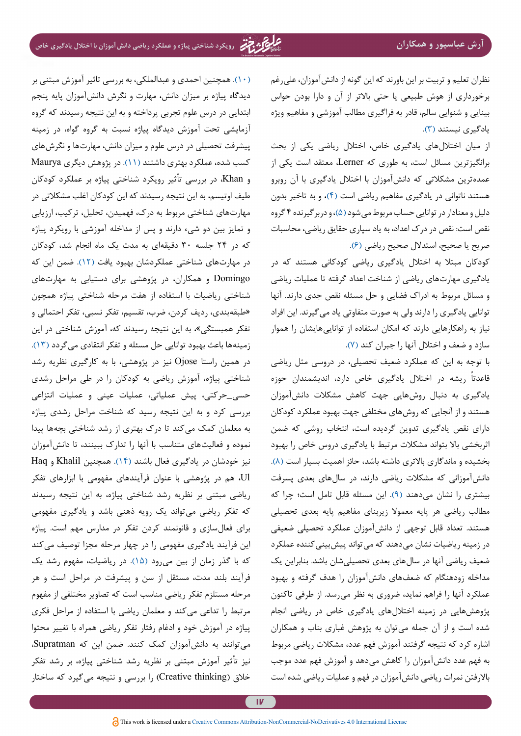نظران تعلیم و تربیت بر این باورند که این گونه از دانش‌آموزان، علی‌رغم برخورداری از هوش طبیعی یا حتی بالاتر از آن و دارا بودن حواس بینایی و شنوایی سالم، قادر به فراگیری مطالب آموزشی و مفاهیم ویژه یادگیری نیستند (۳).

از میان اختلال‌های یادگیری خاص، اختلال ریاضی یکی از بحث برانگیزترین مسائل است، به طوری که Lerner معتقد است یکی از عمده‌ترین مشکلاتی که دانش‌آموزان با اختلال یادگیری با آن روبرو هستند ناتوانی در یادگیری مفاهیم ریاضی است (۴)، و به تاخیر بدون دلیل و معنادار در توانایی حساب مربوط می‌شود (۵)، و دربرگیرنده ۴ گروه نقص است: نقص در درک اعداد، به یاد سپاری حقایق ریاضی، محاسبات صریح یا صحیح، استدلال صحیح ریاضی (۶).

کودکان مبتلا به اختلال یادگیری ریاضی کودکانی هستند که در یادگیری مهارت‌های ریاضی از شناخت اعداد گرفته تا عملیات ریاضی و مسائل مربوط به ادراک فضایی و حل مسئله نقص جدی دارند. آنها توانایی یادگیری را دارند ولی به صورت متفاوتی یاد می‌گیرند. این افراد نیاز به راهکارهایی دارند که امکان استفاده از توانایی‌هایشان را هموار سازد و ضعف و اختلال آنها را جبران کند (۷).

با توجه به این که عملکرد ضعیف تحصیلی، در دروسی مثل ریاضی قاعدتاً ریشه در اختلال یادگیری خاص دارد، اندیشمندان حوزه یادگیری به دنبال روش‌هایی جهت کاهش مشکلات دانش‌آموزان هستند و از آنجایی که روش‌های مختلفی جهت بهبود عملکرد کودکان دارای نقص یادگیری تدوین گردیده است، انتخاب روشی که ضمن اثربخشی بالا بتواند مشکلات مرتبط با یادگیری دروس خاص را بهبود بخشیده و ماندگاری بالاتری داشته باشد، حائز اهمیت بسیار است (۸). دانش‌آموزانی که مشکلات ریاضی دارند، در سال‌های بعدی پسرفت بیشتری را نشان می‌دهند (۹). این مسئله قابل تامل است؛ چرا که مطالب ریاضی هر پایه معمولا زیربنای مفاهیم پایه بعدی تحصیلی هستند. تعداد قابل توجهی از دانش‌آموزان عملکرد تحصیلی ضعیفی در زمینه ریاضیات نشان می‌دهند که می‌تواند پیش‌بینی‌کننده عملکرد ضعیف ریاضی آنها در سال‌های بعدی تحصیلی‌شان باشد. بنابراین یک مداخله زودهنگام که ضعف‌های دانش‌آموزان را هدف گرفته و بهبود عملکرد آنها را فراهم نماید، ضروری به نظر می‌رسد. از طرفی تاکنون پژوهش‌هایی در زمینه اختلال‌های یادگیری خاص در ریاضی انجام شده است و از آن جمله می‌توان به پژوهش غباری بناب و همکاران اشاره کرد که نتیجه گرفتند آموزش فهم عدد، مشکلات ریاضی مربوط به فهم عدد دانش‌آموزان را کاهش می‌دهد و آموزش فهم عدد موجب بالارفتن نمرات ریاضی دانش‌آموزان در فهم و عملیات ریاضی شده است (۱۰). همچنین احمدی و عبدالملکی، به بررسی تاثیر آموزش مبتنی بر دیدگاه پیاژه بر میزان دانش، مهارت و نگرش دانش‌آموزان پایه پنجم ابتدایی در درس علوم تجربی پرداخته و به این نتیجه رسیدند که گروه آزمایشی تحت آموزش دیدگاه پیاژه نسبت به گروه گواه، در زمینه پیشرفت تحصیلی در درس علوم و میزان دانش، مهارت‌ها و نگرش‌های کسب شده، عملکرد بهتری داشتند (۱۱). در پژوهش دیگری Maurya و Khan، در بررسی تأثیر رویکرد شناختی پیاژه بر عملکرد کودکان طیف اوتیسم، به این نتیجه رسیدند که این کودکان اغلب مشکلاتی در مهارت‌های شناختی مربوط به درک، فهمیدن، تحلیل، ترکیب، ارزیابی و تمایز بین دو شیء دارند و پس از مداخله آموزشی با رویکرد پیاژه که در ۲۴ جلسه ۳۰ دقیقه‌ای به مدت یک ماه انجام شد، کودکان در مهارت‌های شناختی عملکردشان بهبود یافت (۱۲). ضمن این که Domingo و همکاران، در پژوهشی برای دستیابی به مهارت‌های شناختی ریاضیات با استفاده از هفت مرحله شناختی پیاژه همچون «طبقه‌بندی، ردیف کردن، ضرب، تقسیم، تفکر نسبی، تفکر احتمالی و تفکر همبستگی»، به این نتیجه رسیدند که، آموزش شناختی در این زمینه‌ها باعث بهبود توانایی حل مسئله و تفکر انتقادی می‌گردد (۱۳). در همین راستا Ojose نیز در پژوهشی، با به کارگیری نظریه رشد شناختی پیاژه، آموزش ریاضی به کودکان را در طی مراحل رشدی حسی_حرکتی، پیش عملیاتی، عملیات عینی و عملیات انتزاعی بررسی کرد و به این نتیجه رسید که شناخت مراحل رشدی پیاژه به معلمان کمک می‌کند تا درک بهتری از رشد شناختی بچه‌ها پیدا نموده و فعالیت‌های متناسب با آنها را تدارک ببینند، تا دانش‌آموزان نیز خودشان در یادگیری فعال باشند (۱۴). همچنین Khalil و Haq Ul، هم در پژوهشی با عنوان فرآیندهای مفهومی با ابزارهای تفکر ریاضی مبتنی بر نظریه رشد شناختی پیاژه، به این نتیجه رسیدند که تفکر ریاضی می‌تواند یک رویه ذهنی باشد و یادگیری مفهومی برای فعال‌سازی و قانونمند کردن تفکر در مدارس مهم است. پیاژه این فرآیند یادگیری مفهومی را در چهار مرحله مجزا توصیف می‌کند که با گذر زمان از بین می‌رود (۱۵). در ریاضیات، مفهوم رشد یک فرآیند بلند مدت، مستقل از سن و پیشرفت در مراحل است و هر مرحله مستلزم تفکر ریاضی مناسب است که تصاویر مختلفی از مفهوم مرتبط را تداعی می‌کند و معلمان ریاضی با استفاده از مراحل فکری پیاژه در آموزش خود و ادغام رفتار تفکر ریاضی همراه با تغییر محتوا می‌توانند به دانش‌آموزان کمک کنند. ضمن این که Supratman، نیز تأثیر آموزش مبتنی بر نظریه رشد شناختی پیاژه، بر رشد تفکر خلاق (Creative thinking) را بررسی و نتیجه می‌گیرد که ساختار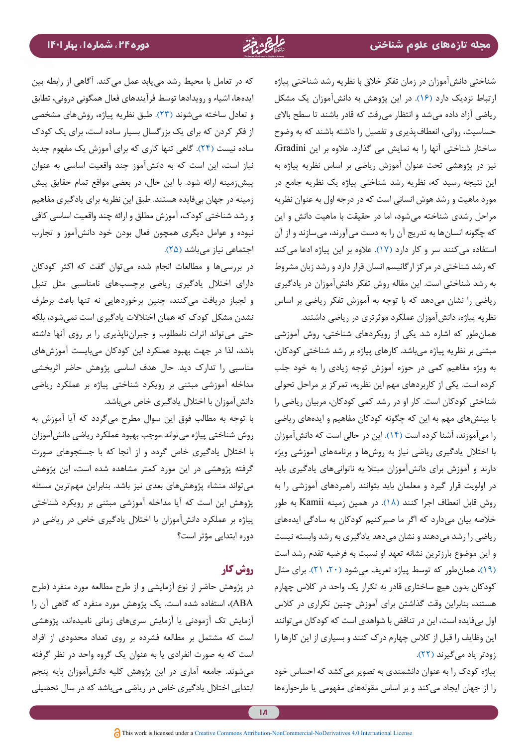شناختی دانش‌آموزان در زمان تفکر خلاق با نظریه رشد شناختی پیاژه ارتباط نزدیک دارد (۱۶). در این پژوهش به دانش‌آموزان یک مشکل ریاضی آزاد داده می‌شد و انتظار می‌رفت که قادر باشند تا سطح بالای حساسیت، روانی، انعطاف‌پذیری و تفصیل را داشته باشند که به وضوح ساختار شناختی آنها را به نمایش می گذارد. علاوه بر این Gradini، نیز در پژوهشی تحت عنوان آموزش ریاضی بر اساس نظریه پیاژه به این نتیجه رسید که، نظریه رشد شناختی پیاژه یک نظریه جامع در مورد ماهیت و رشد هوش انسانی است که در درجه اول به عنوان نظریه مراحل رشدی شناخته می‌شود، اما در حقیقت با ماهیت دانش و این که چگونه انسان‌ها به تدریج آن را به دست می‌آورند، می‌سازند و از آن استفاده می‌کنند سر و کار دارد (۱۷). علاوه بر این پیاژه ادعا می‌کند که رشد شناختی در مرکز ارگانیسم انسان قرار دارد و رشد زبان مشروط به رشد شناختی است. این مقاله روش تفکر دانش‌آموزان در یادگیری ریاضی را نشان می‌دهد که با توجه به آموزش تفکر ریاضی بر اساس نظریه پیاژه، دانش‌آموزان عملکرد موثرتری در ریاضی داشتند.

همان‌طور که اشاره شد یکی از رویکردهای شناختی، روش آموزشی مبتنی بر نظریه پیاژه می‌باشد. کارهای پیاژه بر رشد شناختی کودکان، به ویژه مفاهیم کمی در حوزه آموزش توجه زیادی را به خود جلب کرده است. یکی از کاربردهای مهم این نظریه، تمرکز بر مراحل تحولی شناختی کودکان است. کار او در رشد کمی کودکان، مربیان ریاضی را با بینش‌های مهم به این که چگونه کودکان مفاهیم و ایده‌های ریاضی را می‌آموزند، آشنا کرده است (۱۴). این در حالی است که دانش‌آموزان با اختلال یادگیری ریاضی نیاز به روش‌ها و برنامه‌های آموزشی ویژه دارند و آموزش برای دانش‌آموزان مبتلا به ناتوانی‌های یادگیری باید در اولویت قرار گیرد و معلمان باید بتوانند راهبردهای آموزشی را به روش قابل انعطاف اجرا کنند (۱۸). در همین زمینه Kamii به طور خلاصه بیان می‌دارد که اگر ما صبرکنیم کودکان به سادگی ایده‌های ریاضی را رشد می‌دهند و نشان می‌دهد یادگیری به رشد وابسته نیست و این موضوع بارزترین نشانه تعهد او نسبت به فرضیه تقدم رشد است (۱۹)، همان‌طور که توسط پیاژه تعریف می‌شود (۲۰، ۲۱). برای مثال کودکان بدون هیچ ساختاری قادر به تکرار یک واحد در کلاس چهارم هستند، بنابراین وقت گذاشتن برای آموزش چنین تکراری در کلاس اول بی‌فایده است، این در تناقض با شواهدی است که کودکان می‌توانند این وظایف را قبل از کلاس چهارم درک کنند و بسیاری از این کارها را زودتر یاد می‌گیرند (۲۲).

پیاژه کودک را به عنوان دانشمندی به تصویر می‌کشد که احساس خود را از جهان ایجاد می‌کند و بر اساس مقوله‌های مفهومی یا طرحواره‌ها که در تعامل با محیط رشد می‌یابد عمل می‌کند. آگاهی از رابطه بین ایده‌ها، اشیاء و رویدادها توسط فرآیندهای فعال همگونی درونی، تطابق و تعادل ساخته می‌شوند (۲۳). طبق نظریه پیاژه، روش‌های مشخصی از فکر کردن که برای یک بزرگسال بسیار ساده است، برای یک کودک ساده نیست (۲۴). گاهی تنها کاری که برای آموزش یک مفهوم جدید نیاز است، این است که به دانش‌آموز چند واقعیت اساسی به عنوان پیش‌زمینه ارائه شود. با این حال، در بعضی مواقع تمام حقایق پیش زمینه در جهان بی‌فایده هستند. طبق این نظریه برای یادگیری مفاهیم و رشد شناختی کودک، آموزش مطلق و ارائه چند واقعیت اساسی کافی نبوده و عوامل دیگری همچون فعال بودن خود دانش‌آموز و تجارب اجتماعی نیاز می‌باشد (۲۵).

در بررسی‌ها و مطالعات انجام شده می‌توان گفت که اکثر کودکان دارای اختلال یادگیری ریاضی برچسب‌های نامناسبی مثل تنبل و لجباز دریافت می‌کنند، چنین برخوردهایی نه تنها باعث برطرف نشدن مشکل کودک که همان اختلالات یادگیری است نمی‌شود، بلکه حتی می‌تواند اثرات نامطلوب و جبران‌ناپذیری را بر روی آنها داشته باشد، لذا در جهت بهبود عملکرد این کودکان می‌بایست آموزش‌های مناسبی را تدارک دید. حال هدف اساسی پژوهش حاضر اثربخشی مداخله آموزشی مبتنی بر رویکرد شناختی پیاژه بر عملکرد ریاضی دانش‌آموزان با اختلال یادگیری خاص می‌باشد.

با توجه به مطالب فوق این سوال مطرح می‌گردد که آیا آموزش به روش شناختی پیاژه می‌تواند موجب بهبود عملکرد ریاضی دانش‌آموزان با اختلال یادگیری خاص گردد و از آنجا که با جستجوهای صورت گرفته پژوهشی در این مورد کمتر مشاهده شده است، این پژوهش می‌تواند منشاء پژوهش‌های بعدی نیز باشد. بنابراین مهم‌ترین مسئله پژوهش این است که آیا مداخله آموزشی مبتنی بر رویکرد شناختی پیاژه بر عملکرد دانش‌آموزان با اختلال یادگیری خاص در ریاضی در دوره ابتدایی مؤثر است؟

## روش کار

در پژوهش حاضر از نوع آزمایشی و از طرح مطالعه مورد منفرد (طرح ABA)، استفاده شده است. یک پژوهش مورد منفرد که گاهی آن را آزمایش تک آزمودنی یا آزمایش سری‌های زمانی نامیده‌اند، پژوهشی است که مشتمل بر مطالعه فشرده بر روی تعداد محدودی از افراد است که به صورت انفرادی یا به عنوان یک گروه واحد در نظر گرفته می‌شوند. جامعه آماری در این پژوهش کلیه دانش‌آموزان پایه پنجم ابتدایی اختلال یادگیری خاص در ریاضی می‌باشد که در سال تحصیلی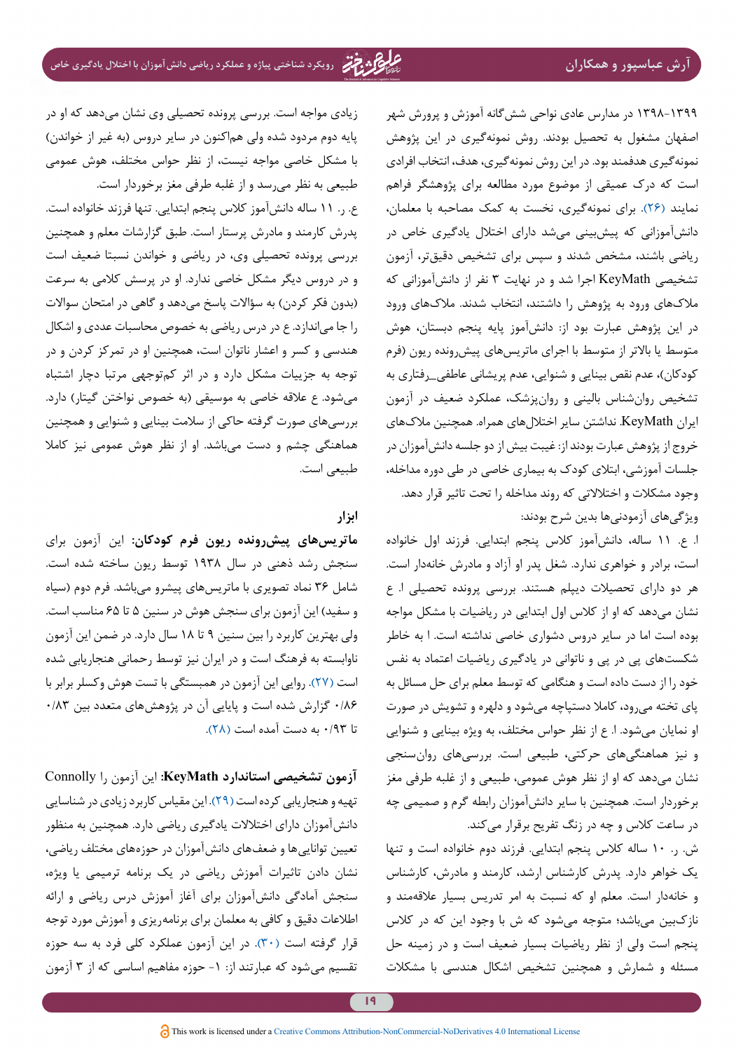۱۳۹۹-۱۳۹۸ در مدارس عادی نواحی شش‌گانه آموزش و پرورش شهر اصفهان مشغول به تحصیل بودند. روش نمونه‌گیری در این پژوهش نمونه‌گیری هدفمند بود. در این روش نمونه‌گیری، هدف، انتخاب افرادی است که درک عمیقی از موضوع مورد مطالعه برای پژوهشگر فراهم نمایند (۲۶). برای نمونه‌گیری، نخست به کمک مصاحبه با معلمان، دانش‌آموزانی که پیش‌بینی می‌شد دارای اختلال یادگیری خاص در ریاضی باشند، مشخص شدند و سپس برای تشخیص دقیق‌تر، آزمون تشخیصی KeyMath اجرا شد و در نهایت ۳ نفر از دانش‌آموزانی که ملاک‌های ورود به پژوهش را داشتند، انتخاب شدند. ملاک‌های ورود در این پژوهش عبارت بود از: دانش‌آموز پایه پنجم دبستان، هوش متوسط یا بالاتر از متوسط با اجرای ماتریس‌های پیش‌رونده ریون (فرم کودکان)، عدم نقص بینایی و شنوایی، عدم پریشانی عاطفی_رفتاری به تشخیص روان‌شناس بالینی و روان‌پزشک، عملکرد ضعیف در آزمون ایران KeyMath، نداشتن سایر اختلال‌های همراه. همچنین ملاک‌های خروج از پژوهش عبارت بودند از: غیبت بیش از دو جلسه دانش‌آموزان در جلسات آموزشی، ابتلای کودک به بیماری خاصی در طی دوره مداخله، وجود مشکلات و اختلالاتی که روند مداخله را تحت تاثیر قرار دهد.

ویژگی‌های آزمودنی‌ها بدین شرح بودند:

ا. ع. ۱۱ ساله، دانش‌آموز کلاس پنجم ابتدایی. فرزند اول خانواده است، برادر و خواهری ندارد. شغل پدر او آزاد و مادرش خانه‌دار است. هر دو دارای تحصیلات دیپلم هستند. بررسی پرونده تحصیلی ا. ع نشان می‌دهد که او از کلاس اول ابتدایی در ریاضیات با مشکل مواجه بوده است اما در سایر دروس دشواری خاصی نداشته است. ا به خاطر شکست‌های پی در پی و ناتوانی در یادگیری ریاضیات اعتماد به نفس خود را از دست داده است و هنگامی که توسط معلم برای حل مسائل به پای تخته می‌رود، کاملا دستپاچه می‌شود و دلهره و تشویش در صورت او نمایان می‌شود. ا. ع از نظر حواس مختلف، به ویژه بینایی و شنوایی و نیز هماهنگی‌های حرکتی، طبیعی است. بررسی‌های روان‌سنجی نشان می‌دهد که او از نظر هوش عمومی، طبیعی و از غلبه طرفی مغز برخوردار است. همچنین با سایر دانش‌آموزان رابطه گرم و صمیمی چه در ساعت کلاس و چه در زنگ تفریح برقرار می‌کند.

ش. ر. ۱۰ ساله کلاس پنجم ابتدایی. فرزند دوم خانواده است و تنها یک خواهر دارد. پدرش کارشناس ارشد، کارمند و مادرش، کارشناس و خانه‌دار است. معلم او که نسبت به امر تدریس بسیار علاقه‌مند و نازک‌بین می‌باشد؛ متوجه می‌شود که ش با وجود این که در کلاس پنجم است ولی از نظر ریاضیات بسیار ضعیف است و در زمینه حل مسئله و شمارش و همچنین تشخیص اشکال هندسی با مشکلات زیادی مواجه است. بررسی پرونده تحصیلی وی نشان می‌دهد که او در پایه دوم مردود شده ولی هم‌اکنون در سایر دروس (به غیر از خواندن) با مشکل خاصی مواجه نیست، از نظر حواس مختلف، هوش عمومی طبیعی به نظر می‌رسد و از غلبه طرفی مغز برخوردار است.

ع. ر. ۱۱ ساله دانش‌آموز کلاس پنجم ابتدایی. تنها فرزند خانواده است. پدرش کارمند و مادرش پرستار است. طبق گزارشات معلم و همچنین بررسی پرونده تحصیلی وی، در ریاضی و خواندن نسبتا ضعیف است و در دروس دیگر مشکل خاصی ندارد. او در پرسش کلامی به سرعت (بدون فکر کردن) به سؤالات پاسخ می‌دهد و گاهی در امتحان سوالات را جا می‌اندازد. ع در درس ریاضی به خصوص محاسبات عددی و اشکال هندسی و کسر و اعشار ناتوان است، همچنین او در تمرکز کردن و در توجه به جزییات مشکل دارد و در اثر کم‌توجهی مرتبا دچار اشتباه می‌شود. ع علاقه خاصی به موسیقی (به خصوص نواختن گیتار) دارد. بررسی‌های صورت گرفته حاکی از سلامت بینایی و شنوایی و همچنین هماهنگی چشم و دست می‌باشد. او از نظر هوش عمومی نیز کاملا طبیعی است.

## ابزار

**ماتریس‌های پیش‌رونده ریون فرم کودکان:** این آزمون برای سنجش رشد ذهنی در سال ۱۹۳۸ توسط ریون ساخته شده است. شامل ۳۶ نماد تصویری با ماتریس‌های پیشرو می‌باشد. فرم دوم (سیاه و سفید) این آزمون برای سنجش هوش در سنین ۵ تا ۶۵ مناسب است. ولی بهترین کاربرد را بین سنین ۹ تا ۱۸ سال دارد. در ضمن این آزمون ناوابسته به فرهنگ است و در ایران نیز توسط رحمانی هنجاریابی شده است (۲۷). روایی این آزمون در همبستگی با تست هوش وکسلر برابر با ۰/۸۶ گزارش شده است و پایایی آن در پژوهش‌های متعدد بین ۰/۸۳ تا ۰/۹۳ به دست آمده است (۲۸).

**آزمون تشخیصی استاندارد KeyMath:** این آزمون را Connolly تهیه و هنجاریابی کرده است (۲۹). این مقیاس کاربرد زیادی در شناسایی دانش‌آموزان دارای اختلالات یادگیری ریاضی دارد. همچنین به منظور تعیین توانایی‌ها و ضعف‌های دانش‌آموزان در حوزه‌های مختلف ریاضی، نشان دادن تاثیرات آموزش ریاضی در یک برنامه ترمیمی یا ویژه، سنجش آمادگی دانش‌آموزان برای آغاز آموزش درس ریاضی و ارائه اطلاعات دقیق و کافی به معلمان برای برنامه‌ریزی و آموزش مورد توجه قرار گرفته است (۳۰). در این آزمون عملکرد کلی فرد به سه حوزه تقسیم می‌شود که عبارتند از: ۱- حوزه مفاهیم اساسی که از ۳ آزمون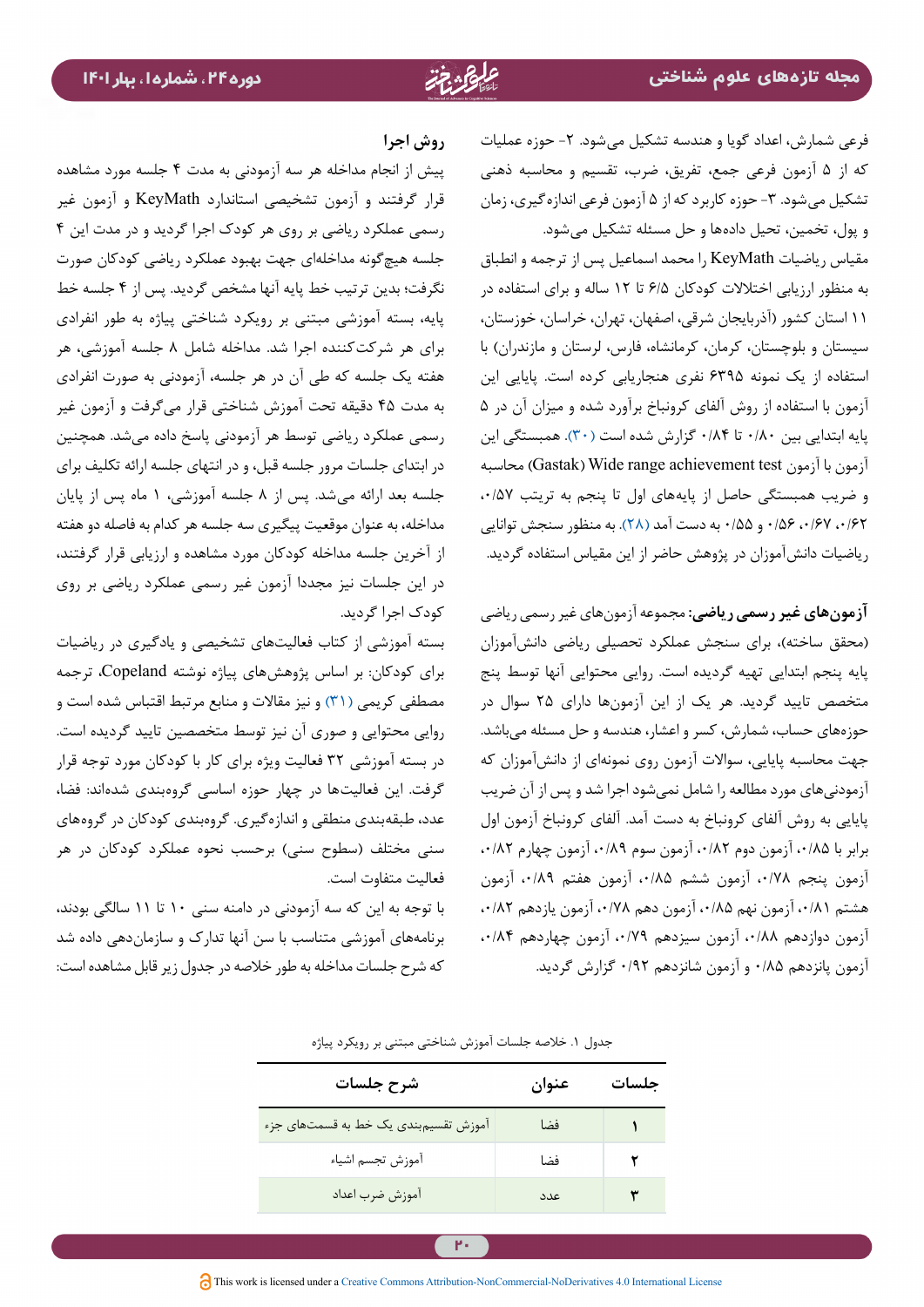فرعی شمارش، اعداد گویا و هندسه تشکیل می‌شود. ۲- حوزه عملیات که از ۵ آزمون فرعی جمع، تفریق، ضرب، تقسیم و محاسبه ذهنی تشکیل می‌شود. ۳- حوزه کاربرد که از ۵ آزمون فرعی اندازه‌گیری، زمان و پول، تخمین، تحلیل داده‌ها و حل مسئله تشکیل می‌شود.

مقیاس ریاضیات KeyMath را محمد اسماعیل پس از ترجمه و انطباق به منظور ارزیابی اختلالات کودکان ۶/۵ تا ۱۲ ساله و برای استفاده در ۱۱ استان کشور (آذربایجان شرقی، اصفهان، تهران، خراسان، خوزستان، سیستان و بلوچستان، کرمان، کرمانشاه، فارس، لرستان و مازندران) با استفاده از یک نمونه ۶۳۹۵ نفری هنجاریابی کرده است. پایایی این آزمون با استفاده از روش آلفای کرونباخ برآورد شده و میزان آن در ۵ پایه ابتدایی بین ۰/۸۰ تا ۰/۸۴ گزارش شده است (۳۰). همبستگی این آزمون با آزمون Wide range achievement test (Gastak) محاسبه و ضریب همبستگی حاصل از پایه‌های اول تا پنجم به ترتیب ۰/۵۷، ۰/۶۲، ۰/۶۷، ۰/۵۶ و ۰/۵۵ به دست آمد (۲۸). به منظور سنجش توانایی ریاضیات دانش‌آموزان در پژوهش حاضر از این مقیاس استفاده گردید.

**آزمون‌های غیر رسمی ریاضی:** مجموعه آزمون‌های غیر رسمی ریاضی (محقق ساخته)، برای سنجش عملکرد تحصیلی ریاضی دانش‌آموزان پایه پنجم ابتدایی تهیه گردیده است. روایی محتوایی آنها توسط پنج متخصص تایید گردید. هر یک از این آزمون‌ها دارای ۲۵ سوال در حوزه‌های حساب، شمارش، کسر و اعشار، هندسه و حل مسئله می‌باشد. جهت محاسبه پایایی، سوالات آزمون روی نمونه‌ای از دانش‌آموزان که آزمودنی‌های مورد مطالعه را شامل نمی‌شود اجرا شد و پس از آن ضریب پایایی به روش آلفای کرونباخ به دست آمد. آلفای کرونباخ آزمون اول برابر با ۰/۸۵، آزمون دوم ۰/۸۲، آزمون سوم ۰/۸۹، آزمون چهارم ۰/۸۲، آزمون پنجم ۰/۷۸، آزمون ششم ۰/۸۵، آزمون هفتم ۰/۸۹، آزمون هشتم ۰/۸۱، آزمون نهم ۰/۸۵، آزمون دهم ۰/۷۸، آزمون یازدهم ۰/۸۲، آزمون دوازدهم ۰/۸۸، آزمون سیزدهم ۰/۷۹، آزمون چهاردهم ۰/۸۴، آزمون پانزدهم ۰/۸۵ و آزمون شانزدهم ۰/۹۲ گزارش گردید.

## روش اجرا

پیش از انجام مداخله هر سه آزمودنی به مدت ۴ جلسه مورد مشاهده قرار گرفتند و آزمون تشخیصی استاندارد KeyMath و آزمون غیر رسمی عملکرد ریاضی بر روی هر کودک اجرا گردید و در مدت این ۴ جلسه هیچ‌گونه مداخله‌ای جهت بهبود عملکرد ریاضی کودکان صورت نگرفت؛ بدین ترتیب خط پایه آنها مشخص گردید. پس از ۴ جلسه خط پایه، بسته آموزشی مبتنی بر رویکرد شناختی پیاژه به طور انفرادی برای هر شرکت‌کننده اجرا شد. مداخله شامل ۸ جلسه آموزشی، هر هفته یک جلسه بود که طی آن در هر جلسه، آزمودنی به صورت انفرادی به مدت ۴۵ دقیقه تحت آموزش شناختی قرار می‌گرفت و آزمون غیر رسمی عملکرد ریاضی توسط هر آزمودنی پاسخ داده می‌شد. همچنین در ابتدای جلسات مرور جلسه قبل، و در انتهای جلسه ارائه تکلیف برای جلسه بعد ارائه می‌شد. پس از ۸ جلسه آموزشی، ۱ ماه پس از پایان مداخله، به عنوان موقعیت پیگیری سه جلسه هر کدام به فاصله دو هفته از آخرین جلسه مداخله کودکان مورد مشاهده و ارزیابی قرار گرفتند، در این جلسات نیز مجددا آزمون غیر رسمی عملکرد ریاضی بر روی کودک اجرا گردید.

بسته آموزشی از کتاب فعالیت‌های تشخیصی و یادگیری در ریاضیات برای کودکان: بر اساس پژوهش‌های پیاژه نوشته Copeland، ترجمه مصطفی کریمی (۳۱) و نیز مقالات و منابع مرتبط اقتباس شده است و روایی محتوایی و صوری آن نیز توسط متخصصین تایید گردیده است. در بسته آموزشی ۳۲ فعالیت ویژه برای کار با کودکان مورد توجه قرار گرفت. این فعالیت‌ها در چهار حوزه اساسی گروه‌بندی شده‌اند: فضا، عدد، طبقه‌بندی منطقی و اندازه‌گیری. گروه‌بندی کودکان در گروه‌های سنی مختلف (سطوح سنی) برحسب نحوه عملکرد کودکان در هر فعالیت متفاوت است.

با توجه به این که سه آزمودنی در دامنه سنی ۱۰ تا ۱۱ سالگی بودند، برنامه‌های آموزشی متناسب با سن آنها تدارک و سازمان‌دهی داده شد که شرح جلسات مداخله به طور خلاصه در جدول زیر قابل مشاهده است:

جدول ۱. خلاصه جلسات آموزش شناختی مبتنی بر رویکرد پیاژه

| جلسات | عنوان | شرح جلسات |
|---|---|---|
| ۱ | فضا | آموزش تقسیم‌بندی یک خط به قسمت‌های جزء |
| ۲ | فضا | آموزش تجسم اشیاء |
| ۳ | عدد | آموزش ضرب اعداد |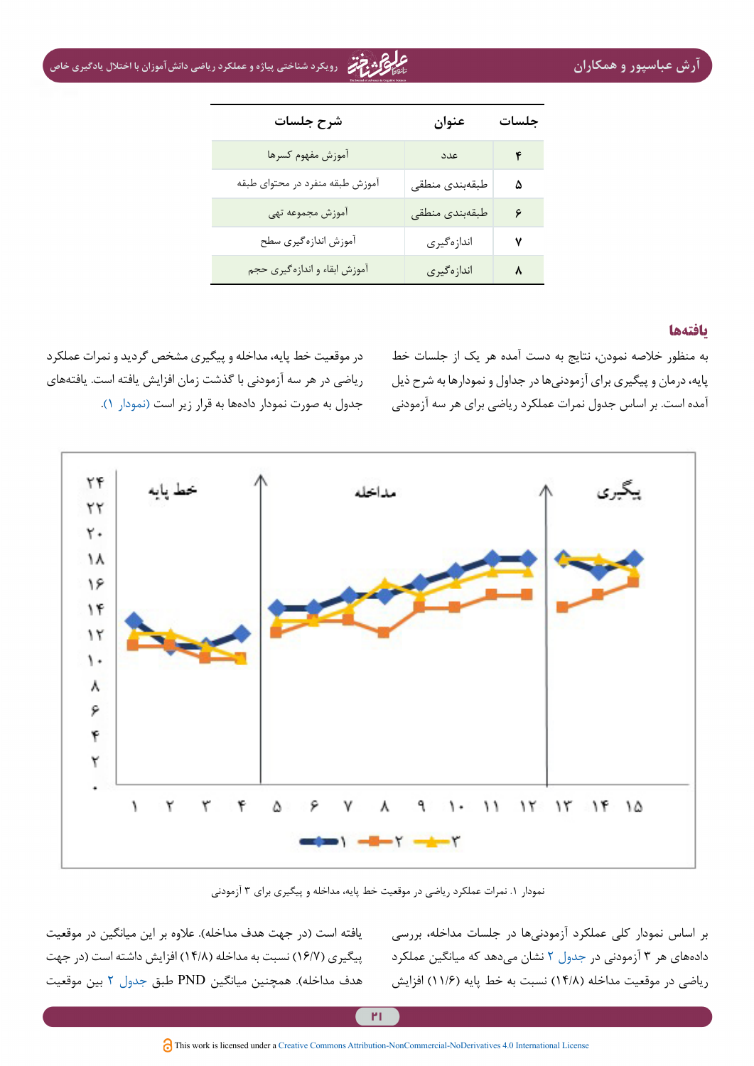| جلسات | عنوان | شرح جلسات |
|---|---|---|
| ۴ | عدد | آموزش مفهوم کسرها |
| ۵ | طبقه‌بندی منطقی | آموزش طبقه منفرد در محتوای طبقه |
| ۶ | طبقه‌بندی منطقی | آموزش مجموعه تهی |
| ۷ | اندازه‌گیری | آموزش اندازه‌گیری سطح |
| ۸ | اندازه‌گیری | آموزش ابقاء و اندازه‌گیری حجم |

## یافته‌ها

به منظور خلاصه نمودن، نتایج به دست آمده هر یک از جلسات خط پایه، درمان و پیگیری برای آزمودنی‌ها در جداول و نمودارها به شرح ذیل آمده است. بر اساس جدول نمرات عملکرد ریاضی برای هر سه آزمودنی در موقعیت خط پایه، مداخله و پیگیری مشخص گردید و نمرات عملکرد ریاضی در هر سه آزمودنی با گذشت زمان افزایش یافته است. یافته‌های جدول به صورت نمودار داده‌ها به قرار زیر است (نمودار ۱).

نمودار ۱. نمرات عملکرد ریاضی در موقعیت خط پایه، مداخله و پیگیری برای ۳ آزمودنی

بر اساس نمودار کلی عملکرد آزمودنی‌ها در جلسات مداخله، بررسی داده‌های هر ۳ آزمودنی در جدول ۲ نشان می‌دهد که میانگین عملکرد ریاضی در موقعیت مداخله (۱۴/۸) نسبت به خط پایه (۱۱/۶) افزایش یافته است (در جهت هدف مداخله). علاوه بر این میانگین در موقعیت پیگیری (۱۶/۷) نسبت به مداخله (۱۴/۸) افزایش داشته است (در جهت هدف مداخله). همچنین میانگین PND طبق جدول ۲ بین موقعیت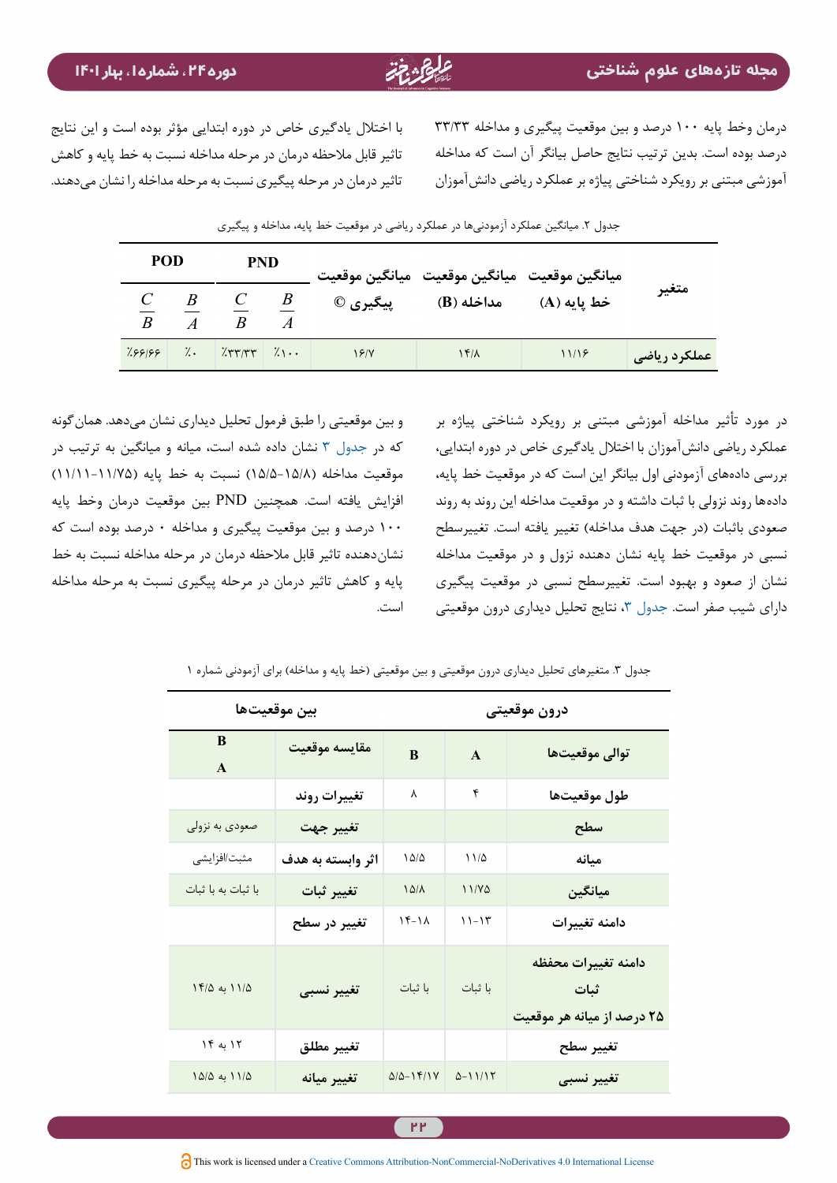درمان وخط پایه ۱۰۰ درصد و بین موقعیت پیگیری و مداخله ۳۳/۳۳ درصد بوده است. بدین ترتیب نتایج حاصل بیانگر آن است که مداخله آموزشی مبتنی بر رویکرد شناختی پیاژه بر عملکرد ریاضی دانش‌آموزان با اختلال یادگیری خاص در دوره ابتدایی مؤثر بوده است و این نتایج تاثیر قابل ملاحظه درمان در مرحله مداخله نسبت به خط پایه و کاهش تاثیر درمان در مرحله پیگیری نسبت به مرحله مداخله را نشان می‌دهند.

جدول ۲. میانگین عملکرد آزمودنی‌ها در عملکرد ریاضی در موقعیت خط پایه، مداخله و پیگیری

| متغیر | میانگین موقعیت خط پایه (A) | میانگین موقعیت مداخله (B) | میانگین موقعیت پیگیری © | PND | | POD | |
|---|---|---|---|---|---|---|---|
| | | | | $\frac{B}{A}$ | $\frac{C}{B}$ | $\frac{B}{A}$ | $\frac{C}{B}$ |
| عملکرد ریاضی | ۱۱/۱۶ | ۱۴/۸ | ۱۶/۷ | ٪۱۰۰ | ٪۳۳/۳۳ | ٪۰ | ٪۶۶/۶۶ |

در مورد تأثیر مداخله آموزشی مبتنی بر رویکرد شناختی پیاژه بر عملکرد ریاضی دانش‌آموزان با اختلال یادگیری خاص در دوره ابتدایی، بررسی داده‌های آزمودنی اول بیانگر این است که در موقعیت خط پایه، داده‌ها روند نزولی با ثبات داشته و در موقعیت مداخله این روند به روند صعودی باثبات (در جهت هدف مداخله) تغییر یافته است. تغییرسطح نسبی در موقعیت خط پایه نشان دهنده نزول و در موقعیت مداخله نشان از صعود و بهبود است. تغییرسطح نسبی در موقعیت پیگیری دارای شیب صفر است. جدول ۳، نتایج تحلیل دیداری درون موقعیتی و بین موقعیتی را طبق فرمول تحلیل دیداری نشان می‌دهد. همان‌گونه که در جدول ۳ نشان داده شده است، میانه و میانگین به ترتیب در موقعیت مداخله (۱۵/۸-۱۵/۵) نسبت به خط پایه (۱۱/۷۵-۱۱/۱۱) افزایش یافته است. همچنین PND بین موقعیت درمان وخط پایه ۱۰۰ درصد و بین موقعیت پیگیری و مداخله ۰ درصد بوده است که نشان‌دهنده تاثیر قابل ملاحظه درمان در مرحله مداخله نسبت به خط پایه و کاهش تاثیر درمان در مرحله پیگیری نسبت به مرحله مداخله است.

جدول ۳. متغیرهای تحلیل دیداری درون موقعیتی و بین موقعیتی (خط پایه و مداخله) برای آزمودنی شماره ۱

| درون موقعیتی | | | بین موقعیت‌ها | |
|---|---|---|---|---|
| توالی موقعیت‌ها | A | B | مقایسه موقعیت | $\frac{B}{A}$ |
| طول موقعیت‌ها | ۴ | ۸ | تغییرات روند | |
| سطح | | | تغییر جهت | صعودی به نزولی |
| میانه | ۱۱/۵ | ۱۵/۵ | اثر وابسته به هدف | مثبت/افزایشی |
| میانگین | ۱۱/۷۵ | ۱۵/۸ | تغییر ثبات | با ثبات به با ثبات |
| دامنه تغییرات | ۱۱-۱۳ | ۱۴-۱۸ | تغییر در سطح | |
| دامنه تغییرات محفظه ثبات ۲۵ درصد از میانه هر موقعیت | با ثبات | با ثبات | تغییر نسبی | ۱۱/۵ به ۱۴/۵ |
| تغییر سطح | | | تغییر مطلق | ۱۲ به ۱۴ |
| تغییر نسبی | ۵-۱۱/۱۲ | ۵/۵-۱۴/۱۷ | تغییر میانه | ۱۱/۵ به ۱۵/۵ |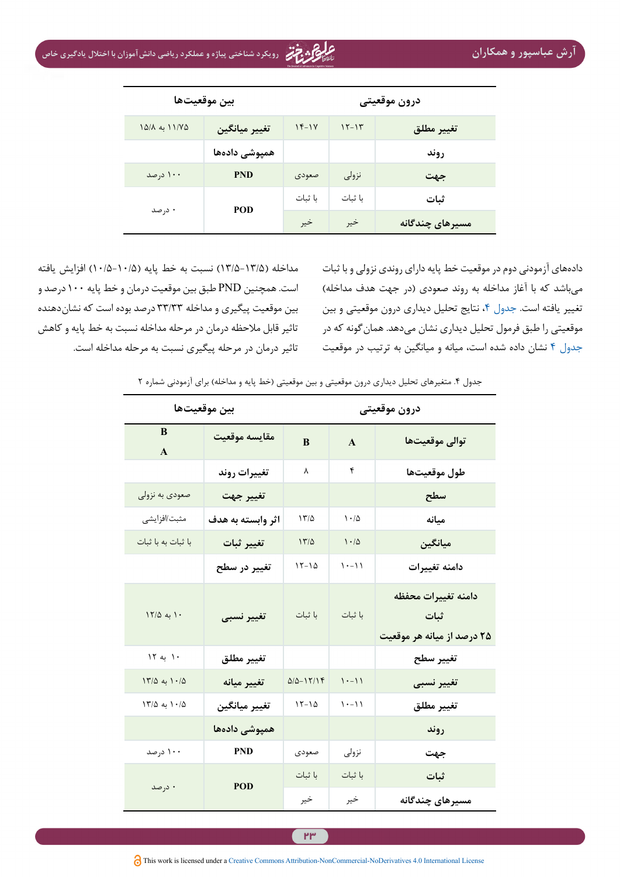| درون موقعیتی | | | بین موقعیت‌ها | |
|---|---|---|---|---|
| تغییر مطلق | ۱۳-۱۲ | ۱۷-۱۴ | تغییر میانگین | ۱۱/۷۵ به ۱۵/۸ |
| روند | | | همپوشی داده‌ها | |
| جهت | نزولی | صعودی | PND | ۱۰۰ درصد |
| ثبات | با ثبات | با ثبات | POD | ۰ درصد |
| مسیرهای چندگانه | خیر | خیر | | |

داده‌های آزمودنی دوم در موقعیت خط پایه دارای روندی نزولی و با ثبات می‌باشد که با آغاز مداخله به روند صعودی (در جهت هدف مداخله) تغییر یافته است. جدول ۴، نتایج تحلیل دیداری درون موقعیتی و بین موقعیتی را طبق فرمول تحلیل دیداری نشان می‌دهد. همان‌گونه که در جدول ۴ نشان داده شده است، میانه و میانگین به ترتیب در موقعیت مداخله (۱۳/۵-۱۳/۵) نسبت به خط پایه (۱۰/۵-۱۰/۵) افزایش یافته است. همچنین PND طبق بین موقعیت درمان و خط پایه ۱۰۰ درصد و بین موقعیت پیگیری و مداخله ۳۳/۳۳ درصد بوده است که نشان‌دهنده تاثیر قابل ملاحظه درمان در مرحله مداخله نسبت به خط پایه و کاهش تاثیر درمان در مرحله پیگیری نسبت به مرحله مداخله است.

جدول ۴. متغیرهای تحلیل دیداری درون موقعیتی و بین موقعیتی (خط پایه و مداخله) برای آزمودنی شماره ۲

| درون موقعیتی | | | بین موقعیت‌ها | |
|---|---|---|---|---|
| توالی موقعیت‌ها | A | B | مقایسه موقعیت | B A |
| طول موقعیت‌ها | ۴ | ۸ | تغییرات روند | |
| سطح | | | تغییر جهت | صعودی به نزولی |
| میانه | ۱۰/۵ | ۱۳/۵ | اثر وابسته به هدف | مثبت/افزایشی |
| میانگین | ۱۰/۵ | ۱۳/۵ | تغییر ثبات | با ثبات به با ثبات |
| دامنه تغییرات | ۱۱-۱۰ | ۱۵-۱۲ | تغییر در سطح | |
| دامنه تغییرات محفظه ثبات ۲۵ درصد از میانه هر موقعیت | با ثبات | با ثبات | تغییر نسبی | ۱۰ به ۱۲/۵ |
| تغییر سطح | | | تغییر مطلق | ۱۰ به ۱۲ |
| تغییر نسبی | ۱۱-۱۰ | ۱۲/۱۴-۵/۵ | تغییر میانه | ۱۰/۵ به ۱۳/۵ |
| تغییر مطلق | ۱۱-۱۰ | ۱۵-۱۲ | تغییر میانگین | ۱۰/۵ به ۱۳/۵ |
| روند | | | همپوشی داده‌ها | |
| جهت | نزولی | صعودی | PND | ۱۰۰ درصد |
| ثبات | با ثبات | با ثبات | POD | ۰ درصد |
| مسیرهای چندگانه | خیر | خیر | | |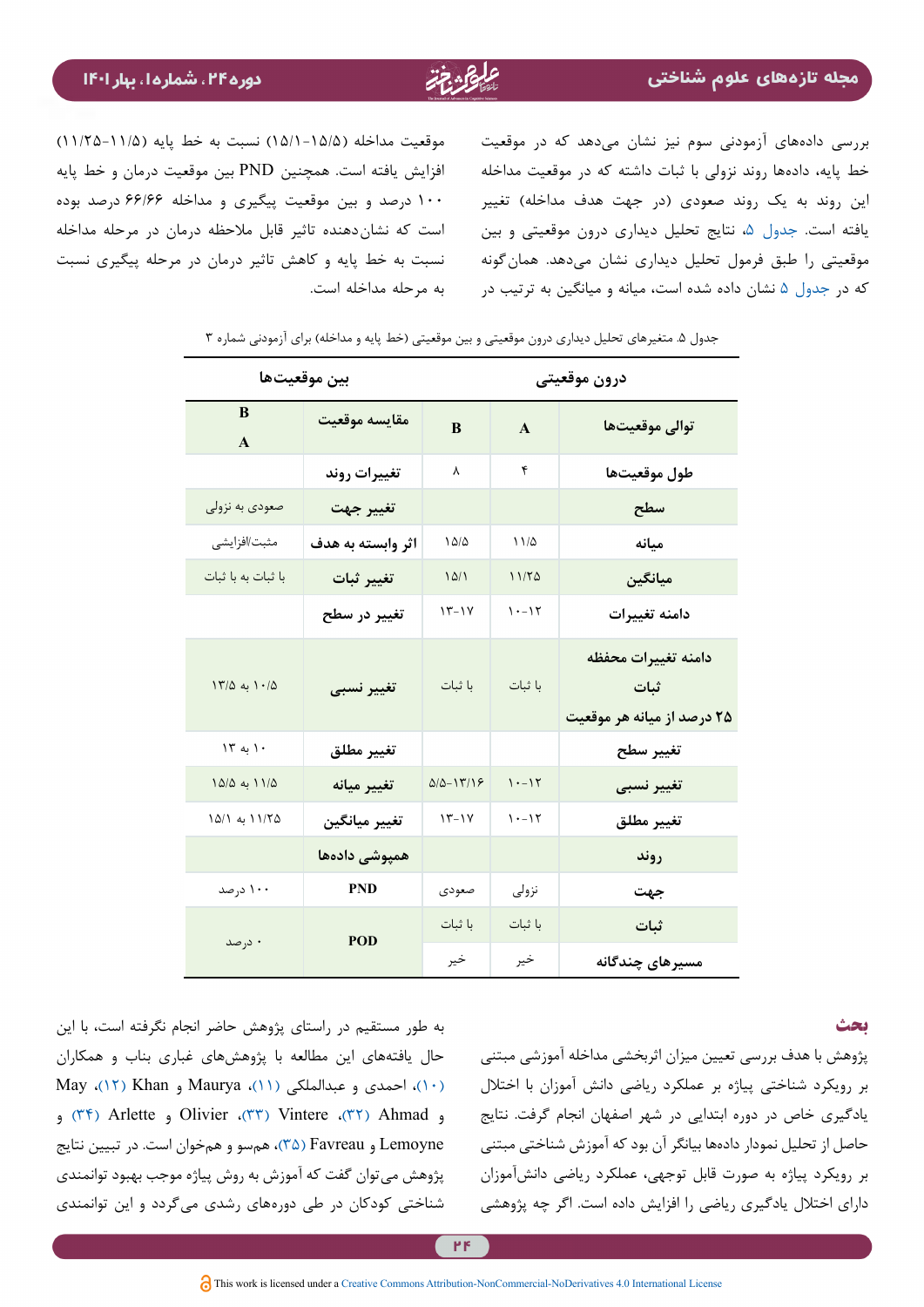بررسی داده‌های آزمودنی سوم نیز نشان می‌دهد که در موقعیت خط پایه، داده‌ها روند نزولی با ثبات داشته که در موقعیت مداخله این روند به یک روند صعودی (در جهت هدف مداخله) تغییر یافته است. جدول ۵، نتایج تحلیل دیداری درون موقعیتی و بین موقعیتی را طبق فرمول تحلیل دیداری نشان می‌دهد. همان‌گونه که در جدول ۵ نشان داده شده است، میانه و میانگین به ترتیب در موقعیت مداخله (۱۵/۵-۱۵/۱) نسبت به خط پایه (۱۱/۵-۱۱/۲۵) افزایش یافته است. همچنین PND بین موقعیت درمان و خط پایه ۱۰۰ درصد و بین موقعیت پیگیری و مداخله ۶۶/۶۶ درصد بوده است که نشان‌دهنده تاثیر قابل ملاحظه درمان در مرحله مداخله نسبت به خط پایه و کاهش تاثیر درمان در مرحله پیگیری نسبت به مرحله مداخله است.

جدول ۵. متغیرهای تحلیل دیداری درون موقعیتی و بین موقعیتی (خط پایه و مداخله) برای آزمودنی شماره ۳

| درون موقعیتی | | | بین موقعیت‌ها | |
|---|---|---|---|---|
| توالی موقعیت‌ها | A | B | مقایسه موقعیت | B A |
| طول موقعیت‌ها | ۴ | ۸ | تغییرات روند | |
| سطح | | | تغییر جهت | صعودی به نزولی |
| میانه | ۱۱/۵ | ۱۵/۵ | اثر وابسته به هدف | مثبت/افزایشی |
| میانگین | ۱۱/۲۵ | ۱۵/۱ | تغییر ثبات | با ثبات به با ثبات |
| دامنه تغییرات | ۱۰-۱۲ | ۱۳-۱۷ | تغییر در سطح | |
| دامنه تغییرات محفظه ثبات ۲۵ درصد از میانه هر موقعیت | با ثبات | با ثبات | تغییر نسبی | ۱۰/۵ به ۱۳/۵ |
| تغییر سطح | | | تغییر مطلق | ۱۰ به ۱۳ |
| تغییر نسبی | ۱۰-۱۲ | ۵/۵-۱۳/۱۶ | تغییر میانه | ۱۱/۵ به ۱۵/۵ |
| تغییر مطلق | ۱۰-۱۲ | ۱۳-۱۷ | تغییر میانگین | ۱۱/۲۵ به ۱۵/۱ |
| روند | | | همپوشی داده‌ها | |
| جهت | نزولی | صعودی | PND | ۱۰۰ درصد |
| ثبات | با ثبات | با ثبات | POD | ۰ درصد |
| مسیرهای چندگانه | خیر | خیر | | |

## بحث

پژوهش با هدف بررسی تعیین میزان اثربخشی مداخله آموزشی مبتنی بر رویکرد شناختی پیاژه بر عملکرد ریاضی دانش آموزان با اختلال یادگیری خاص در دوره ابتدایی در شهر اصفهان انجام گرفت. نتایج حاصل از تحلیل نمودار داده‌ها بیانگر آن بود که آموزش شناختی مبتنی بر رویکرد پیاژه به صورت قابل توجهی، عملکرد ریاضی دانش‌آموزان دارای اختلال یادگیری ریاضی را افزایش داده است. اگر چه پژوهشی به طور مستقیم در راستای پژوهش حاضر انجام نگرفته است، با این حال یافته‌های این مطالعه با پژوهش‌های غباری بناب و همکاران (۱۰)، احمدی و عبدالملکی (۱۱)، Maurya و Khan (۱۲)، May و Ahmad (۳۲)، Vintere (۳۳)، Olivier و Arlette (۳۴) و Lemoyne و Favreau (۳۵)، همسو و همخوان است. در تبیین نتایج پژوهش می‌توان گفت که آموزش به روش پیاژه موجب بهبود توانمندی شناختی کودکان در طی دوره‌های رشدی می‌گردد و این توانمندی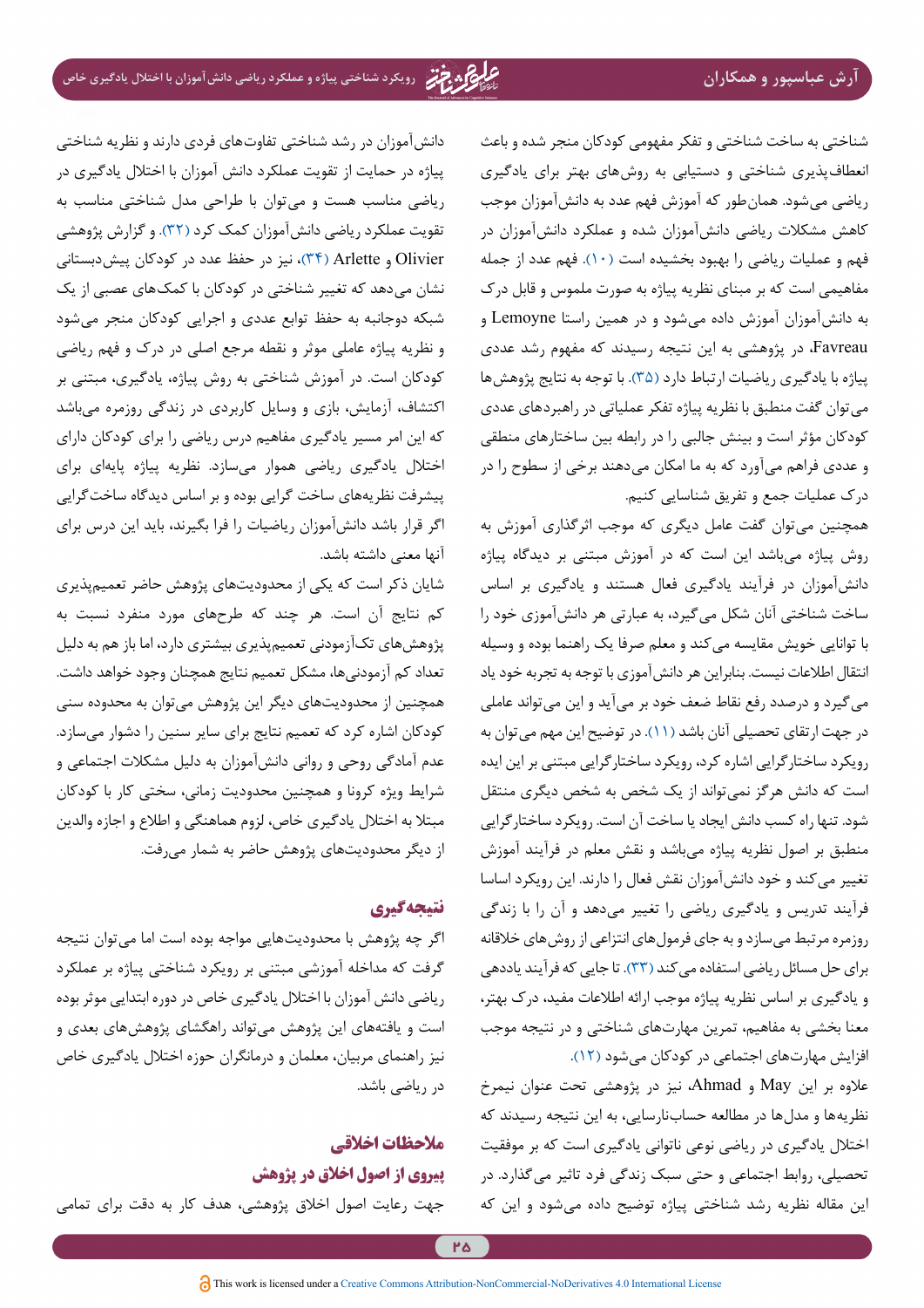شناختی به ساخت شناختی و تفکر مفهومی کودکان منجر شده و باعث انعطاف‌پذیری شناختی و دستیابی به روش‌های بهتر برای یادگیری ریاضی می‌شود. همان‌طور که آموزش فهم عدد به دانش‌آموزان موجب کاهش مشکلات ریاضی دانش‌آموزان شده و عملکرد دانش‌آموزان در فهم و عملیات ریاضی را بهبود بخشیده است (۱۰). فهم عدد از جمله مفاهیمی است که بر مبنای نظریه پیاژه به صورت ملموس و قابل درک به دانش‌آموزان آموزش داده می‌شود و در همین راستا Lemoyne و Favreau در پژوهشی به این نتیجه رسیدند که مفهوم رشد عددی پیاژه با یادگیری ریاضیات ارتباط دارد (۳۵). با توجه به نتایج پژوهش‌ها می‌توان گفت منطبق با نظریه پیاژه تفکر عملیاتی در راهبردهای عددی کودکان مؤثر است و بینش جالبی را در رابطه بین ساختارهای منطقی و عددی فراهم می‌آورد که به ما امکان می‌دهند برخی از سطوح را در درک عملیات جمع و تفریق شناسایی کنیم.

همچنین می‌توان گفت عامل دیگری که موجب اثرگذاری آموزش به روش پیاژه می‌باشد این است که در آموزش مبتنی بر دیدگاه پیاژه دانش‌آموزان در فرآیند یادگیری فعال هستند و یادگیری بر اساس ساخت شناختی آنان شکل می‌گیرد، به عبارتی هر دانش‌آموزی خود را با توانایی خویش مقایسه می‌کند و معلم صرفا یک راهنما بوده و وسیله انتقال اطلاعات نیست. بنابراین هر دانش‌آموزی با توجه به تجربه خود یاد می‌گیرد و درصدد رفع نقاط ضعف خود بر می‌آید و این می‌تواند عاملی در جهت ارتقای تحصیلی آنان باشد (۱۱). در توضیح این مهم می‌توان به رویکرد ساختارگرایی اشاره کرد، رویکرد ساختارگرایی مبتنی بر این ایده است که دانش هرگز نمی‌تواند از یک شخص به شخص دیگری منتقل شود. تنها راه کسب دانش ایجاد یا ساخت آن است. رویکرد ساختارگرایی منطبق بر اصول نظریه پیاژه می‌باشد و نقش معلم در فرآیند آموزش تغییر می‌کند و خود دانش‌آموزان نقش فعال را دارند. این رویکرد اساسا فرآیند تدریس و یادگیری ریاضی را تغییر می‌دهد و آن را با زندگی روزمره مرتبط می‌سازد و به جای فرمول‌های انتزاعی از روش‌های خلاقانه برای حل مسائل ریاضی استفاده می‌کند (۳۳). تا جایی که فرآیند یاددهی و یادگیری بر اساس نظریه پیاژه موجب ارائه اطلاعات مفید، درک بهتر، معنا بخشی به مفاهیم، تمرین مهارت‌های شناختی و در نتیجه موجب افزایش مهارت‌های اجتماعی در کودکان می‌شود (۱۲).

علاوه بر این May و Ahmad نیز در پژوهشی تحت عنوان نیمرخ نظریه‌ها و مدل‌ها در مطالعه حساب‌نارسایی، به این نتیجه رسیدند که اختلال یادگیری در ریاضی نوعی ناتوانی یادگیری است که بر موفقیت تحصیلی، روابط اجتماعی و حتی سبک زندگی فرد تاثیر می‌گذارد. در این مقاله نظریه رشد شناختی پیاژه توضیح داده می‌شود و این که دانش‌آموزان در رشد شناختی تفاوت‌های فردی دارند و نظریه شناختی پیاژه در حمایت از تقویت عملکرد دانش آموزان با اختلال یادگیری در ریاضی مناسب هست و می‌توان با طراحی مدل شناختی مناسب به تقویت عملکرد ریاضی دانش‌آموزان کمک کرد (۳۲). و گزارش پژوهشی Olivier و Arlette (۳۴)، نیز در حفظ عدد در کودکان پیش‌دبستانی نشان می‌دهد که تغییر شناختی در کودکان با کمک‌های عصبی از یک شبکه دوجانبه به حفظ توابع عددی و اجرایی کودکان منجر می‌شود و نظریه پیاژه عاملی موثر و نقطه مرجع اصلی در درک و فهم ریاضی کودکان است. در آموزش شناختی به روش پیاژه، یادگیری، مبتنی بر اکتشاف، آزمایش، بازی و وسایل کاربردی در زندگی روزمره می‌باشد که این امر مسیر یادگیری مفاهیم درس ریاضی را برای کودکان دارای اختلال یادگیری ریاضی هموار می‌سازد. نظریه پیاژه پایه‌ای برای پیشرفت نظریه‌های ساخت گرایی بوده و بر اساس دیدگاه ساخت‌گرایی اگر قرار باشد دانش‌آموزان ریاضیات را فرا بگیرند، باید این درس برای آنها معنی داشته باشد.

شایان ذکر است که یکی از محدودیت‌های پژوهش حاضر تعمیم‌پذیری کم نتایج آن است. هر چند که طرح‌های مورد منفرد نسبت به پژوهش‌های تک‌آزمودنی تعمیم‌پذیری بیشتری دارد، اما باز هم به دلیل تعداد کم آزمودنی‌ها، مشکل تعمیم نتایج همچنان وجود خواهد داشت. همچنین از محدودیت‌های دیگر این پژوهش می‌توان به محدوده سنی کودکان اشاره کرد که تعمیم نتایج برای سایر سنین را دشوار می‌سازد. عدم آمادگی روحی و روانی دانش‌آموزان به دلیل مشکلات اجتماعی و شرایط ویژه کرونا و همچنین محدودیت زمانی، سختی کار با کودکان مبتلا به اختلال یادگیری خاص، لزوم هماهنگی و اطلاع و اجازه والدین از دیگر محدودیت‌های پژوهش حاضر به شمار می‌رفت.

## نتیجه‌گیری

اگر چه پژوهش با محدودیت‌هایی مواجه بوده است اما می‌توان نتیجه گرفت که مداخله آموزشی مبتنی بر رویکرد شناختی پیاژه بر عملکرد ریاضی دانش آموزان با اختلال یادگیری خاص در دوره ابتدایی موثر بوده است و یافته‌های این پژوهش می‌تواند راهگشای پژوهش‌های بعدی و نیز راهنمای مربیان، معلمان و درمانگران حوزه اختلال یادگیری خاص در ریاضی باشد.

## ملاحظات اخلاقی

### پیروی از اصول اخلاق در پژوهش

جهت رعایت اصول اخلاق پژوهشی، هدف کار به دقت برای تمامی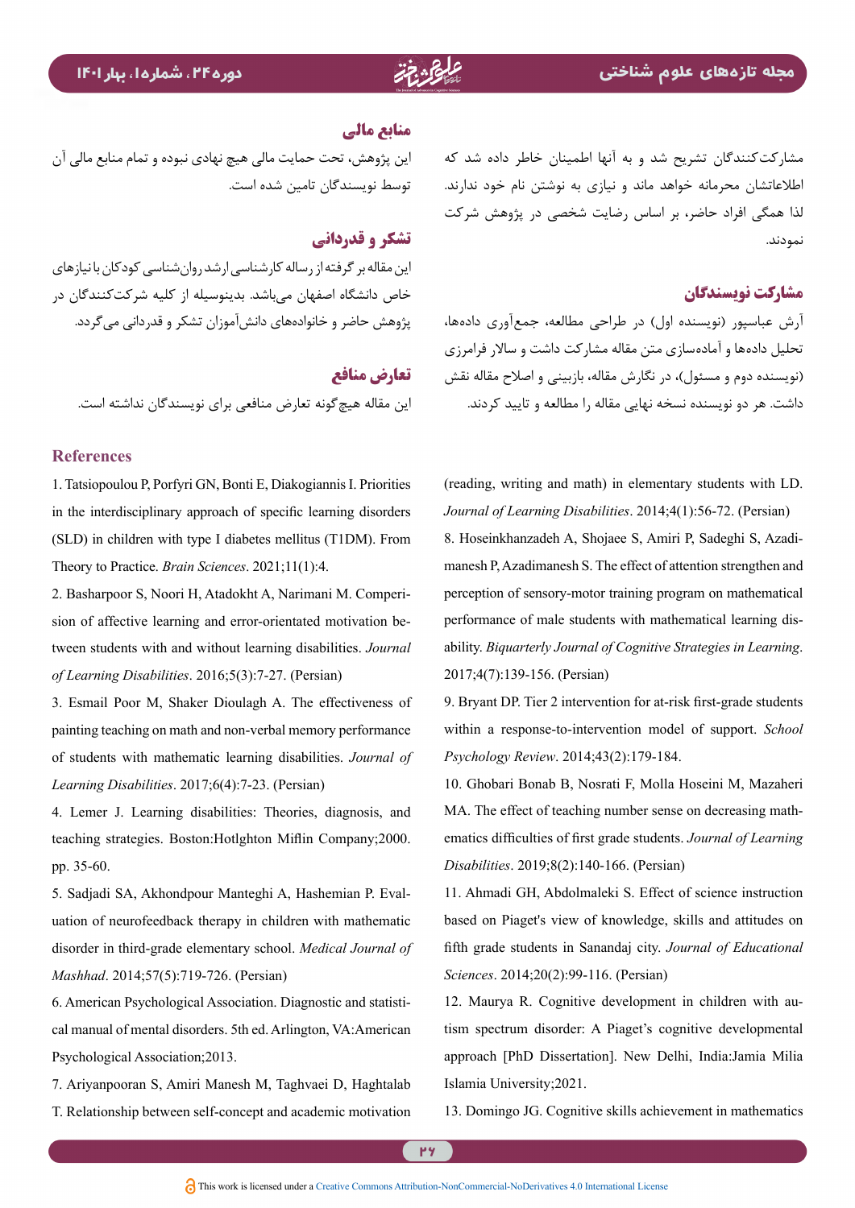مشارکت‌کنندگان تشریح شد و به آنها اطمینان خاطر داده شد که اطلاعاتشان محرمانه خواهد ماند و نیازی به نوشتن نام خود ندارند. لذا همگی افراد حاضر، بر اساس رضایت شخصی در پژوهش شرکت نمودند.

### مشارکت نویسندگان

آرش عباسپور (نویسنده اول) در طراحی مطالعه، جمع‌آوری داده‌ها، تحلیل داده‌ها و آماده‌سازی متن مقاله مشارکت داشت و سالار فرامرزی (نویسنده دوم و مسئول)، در نگارش مقاله، بازبینی و اصلاح مقاله نقش داشت. هر دو نویسنده نسخه نهایی مقاله را مطالعه و تایید کردند.

### منابع مالی

این پژوهش، تحت حمایت مالی هیچ نهادی نبوده و تمام منابع مالی آن توسط نویسندگان تامین شده است.

### تشکر و قدردانی

این مقاله بر گرفته از رساله کارشناسی ارشد روان‌شناسی کودکان با نیازهای خاص دانشگاه اصفهان می‌باشد. بدینوسیله از کلیه شرکت‌کنندگان در پژوهش حاضر و خانواده‌های دانش‌آموزان تشکر و قدردانی می‌گردد.

### تعارض منافع

این مقاله هیچ‌گونه تعارض منافعی برای نویسندگان نداشته است.

## References

1. Tatsiopoulou P, Porfyri GN, Bonti E, Diakogiannis I. Priorities in the interdisciplinary approach of specific learning disorders (SLD) in children with type I diabetes mellitus (T1DM). From Theory to Practice. *Brain Sciences*. 2021;11(1):4.
2. Basharpoor S, Noori H, Atadokht A, Narimani M. Comperision of affective learning and error-orientated motivation between students with and without learning disabilities. *Journal of Learning Disabilities*. 2016;5(3):7-27. (Persian)
3. Esmail Poor M, Shaker Dioulagh A. The effectiveness of painting teaching on math and non-verbal memory performance of students with mathematic learning disabilities. *Journal of Learning Disabilities*. 2017;6(4):7-23. (Persian)
4. Lemer J. Learning disabilities: Theories, diagnosis, and teaching strategies. Boston:Hotlghton Miflin Company;2000. pp. 35-60.
5. Sadjadi SA, Akhondpour Manteghi A, Hashemian P. Evaluation of neurofeedback therapy in children with mathematic disorder in third-grade elementary school. *Medical Journal of Mashhad*. 2014;57(5):719-726. (Persian)
6. American Psychological Association. Diagnostic and statistical manual of mental disorders. 5th ed. Arlington, VA:American Psychological Association;2013.
7. Ariyanpooran S, Amiri Manesh M, Taghvaei D, Haghtalab T. Relationship between self-concept and academic motivation (reading, writing and math) in elementary students with LD. *Journal of Learning Disabilities*. 2014;4(1):56-72. (Persian)
8. Hoseinkhanzadeh A, Shojaee S, Amiri P, Sadeghi S, Azadimanesh P, Azadimanesh S. The effect of attention strengthen and perception of sensory-motor training program on mathematical performance of male students with mathematical learning disability. *Biquarterly Journal of Cognitive Strategies in Learning*. 2017;4(7):139-156. (Persian)
9. Bryant DP. Tier 2 intervention for at-risk first-grade students within a response-to-intervention model of support. *School Psychology Review*. 2014;43(2):179-184.
10. Ghobari Bonab B, Nosrati F, Molla Hoseini M, Mazaheri MA. The effect of teaching number sense on decreasing mathematics difficulties of first grade students. *Journal of Learning Disabilities*. 2019;8(2):140-166. (Persian)
11. Ahmadi GH, Abdolmaleki S. Effect of science instruction based on Piaget's view of knowledge, skills and attitudes on fifth grade students in Sanandaj city. *Journal of Educational Sciences*. 2014;20(2):99-116. (Persian)
12. Maurya R. Cognitive development in children with autism spectrum disorder: A Piaget's cognitive developmental approach [PhD Dissertation]. New Delhi, India:Jamia Milia Islamia University;2021.
13. Domingo JG. Cognitive skills achievement in mathematics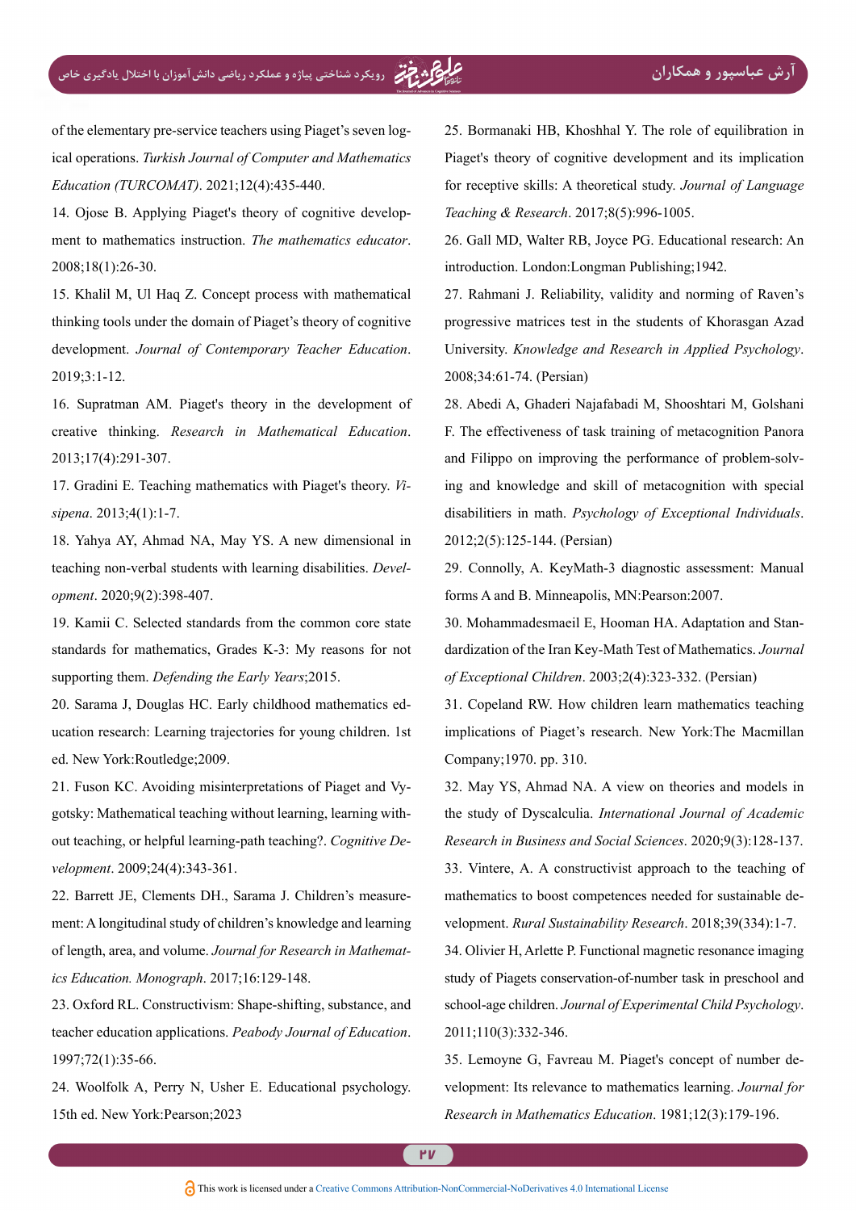of the elementary pre-service teachers using Piaget's seven logical operations. *Turkish Journal of Computer and Mathematics Education (TURCOMAT)*. 2021;12(4):435-440.

14. Ojose B. Applying Piaget's theory of cognitive development to mathematics instruction. *The mathematics educator*. 2008;18(1):26-30.

15. Khalil M, Ul Haq Z. Concept process with mathematical thinking tools under the domain of Piaget's theory of cognitive development. *Journal of Contemporary Teacher Education*. 2019;3:1-12.

16. Supratman AM. Piaget's theory in the development of creative thinking. *Research in Mathematical Education*. 2013;17(4):291-307.

17. Gradini E. Teaching mathematics with Piaget's theory. *Visipena*. 2013;4(1):1-7.

18. Yahya AY, Ahmad NA, May YS. A new dimensional in teaching non-verbal students with learning disabilities. *Development*. 2020;9(2):398-407.

19. Kamii C. Selected standards from the common core state standards for mathematics, Grades K-3: My reasons for not supporting them. *Defending the Early Years*;2015.

20. Sarama J, Douglas HC. Early childhood mathematics education research: Learning trajectories for young children. 1st ed. New York:Routledge;2009.

21. Fuson KC. Avoiding misinterpretations of Piaget and Vygotsky: Mathematical teaching without learning, learning without teaching, or helpful learning-path teaching?. *Cognitive Development*. 2009;24(4):343-361.

22. Barrett JE, Clements DH., Sarama J. Children's measurement: A longitudinal study of children's knowledge and learning of length, area, and volume. *Journal for Research in Mathematics Education. Monograph*. 2017;16:129-148.

23. Oxford RL. Constructivism: Shape-shifting, substance, and teacher education applications. *Peabody Journal of Education*. 1997;72(1):35-66.

24. Woolfolk A, Perry N, Usher E. Educational psychology. 15th ed. New York:Pearson;2023

25. Bormanaki HB, Khoshhal Y. The role of equilibration in Piaget's theory of cognitive development and its implication for receptive skills: A theoretical study. *Journal of Language Teaching & Research*. 2017;8(5):996-1005.

26. Gall MD, Walter RB, Joyce PG. Educational research: An introduction. London:Longman Publishing;1942.

27. Rahmani J. Reliability, validity and norming of Raven's progressive matrices test in the students of Khorasgan Azad University. *Knowledge and Research in Applied Psychology*. 2008;34:61-74. (Persian)

28. Abedi A, Ghaderi Najafabadi M, Shooshtari M, Golshani F. The effectiveness of task training of metacognition Panora and Filippo on improving the performance of problem-solving and knowledge and skill of metacognition with special disabilities in math. *Psychology of Exceptional Individuals*. 2012;2(5):125-144. (Persian)

29. Connolly, A. KeyMath-3 diagnostic assessment: Manual forms A and B. Minneapolis, MN:Pearson:2007.

30. Mohammadesmaeil E, Hooman HA. Adaptation and Standardization of the Iran Key-Math Test of Mathematics. *Journal of Exceptional Children*. 2003;2(4):323-332. (Persian)

31. Copeland RW. How children learn mathematics teaching implications of Piaget's research. New York:The Macmillan Company;1970. pp. 310.

32. May YS, Ahmad NA. A view on theories and models in the study of Dyscalculia. *International Journal of Academic Research in Business and Social Sciences*. 2020;9(3):128-137.

33. Vintere, A. A constructivist approach to the teaching of mathematics to boost competences needed for sustainable development. *Rural Sustainability Research*. 2018;39(334):1-7.

34. Olivier H, Arlette P. Functional magnetic resonance imaging study of Piagets conservation-of-number task in preschool and school-age children. *Journal of Experimental Child Psychology*. 2011;110(3):332-346.

35. Lemoyne G, Favreau M. Piaget's concept of number development: Its relevance to mathematics learning. *Journal for Research in Mathematics Education*. 1981;12(3):179-196.

This work is licensed under a Creative Commons Attribution-NonCommercial-NoDerivatives 4.0 International License